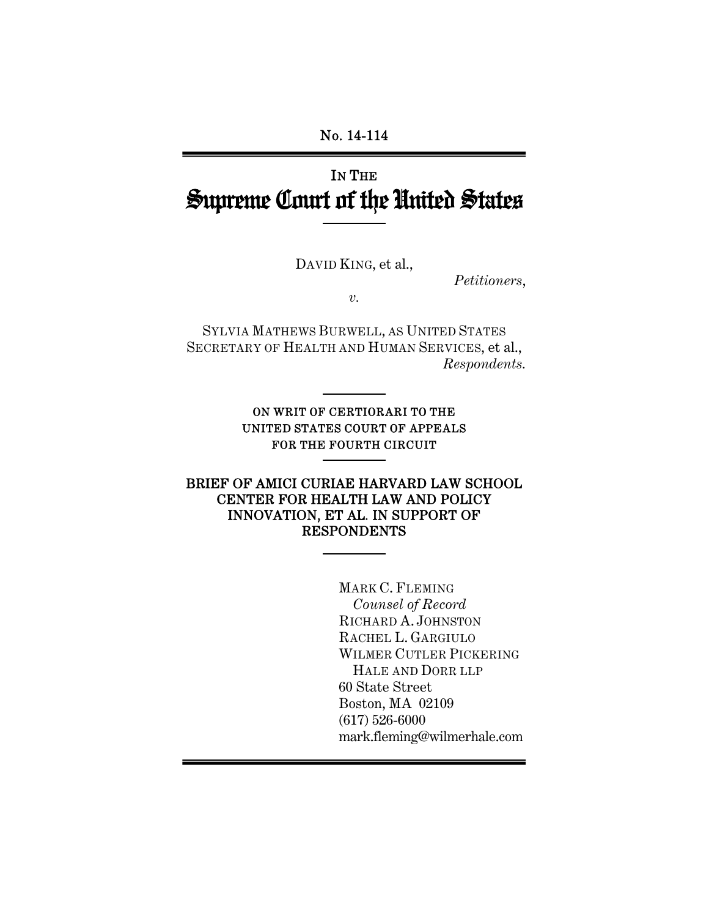No. 14-114

IN THE

# Supreme Court of the United States

DAVID KING, et al.,

*Petitioners*,

*v.*

SYLVIA MATHEWS BURWELL, AS UNITED STATES SECRETARY OF HEALTH AND HUMAN SERVICES, et al.,

*Respondents.*

ON WRIT OF CERTIORARI TO THE UNITED STATES COURT OF APPEALS FOR THE FOURTH CIRCUIT

**BRIEF OF AMICI CURIAE HARVARD LAW SCHOOL CENTER FOR HEALTH LAW AND POLICY INNOVATION, ET AL. IN SUPPORT OF RESPONDENTS**

MARK C. FLEMING
*Counsel of Record*
RICHARD A. JOHNSTON
RACHEL L. GARGIULO
WILMER CUTLER PICKERING
HALE AND DORR LLP
60 State Street
Boston, MA 02109
(617) 526-6000
mark.fleming@wilmerhale.com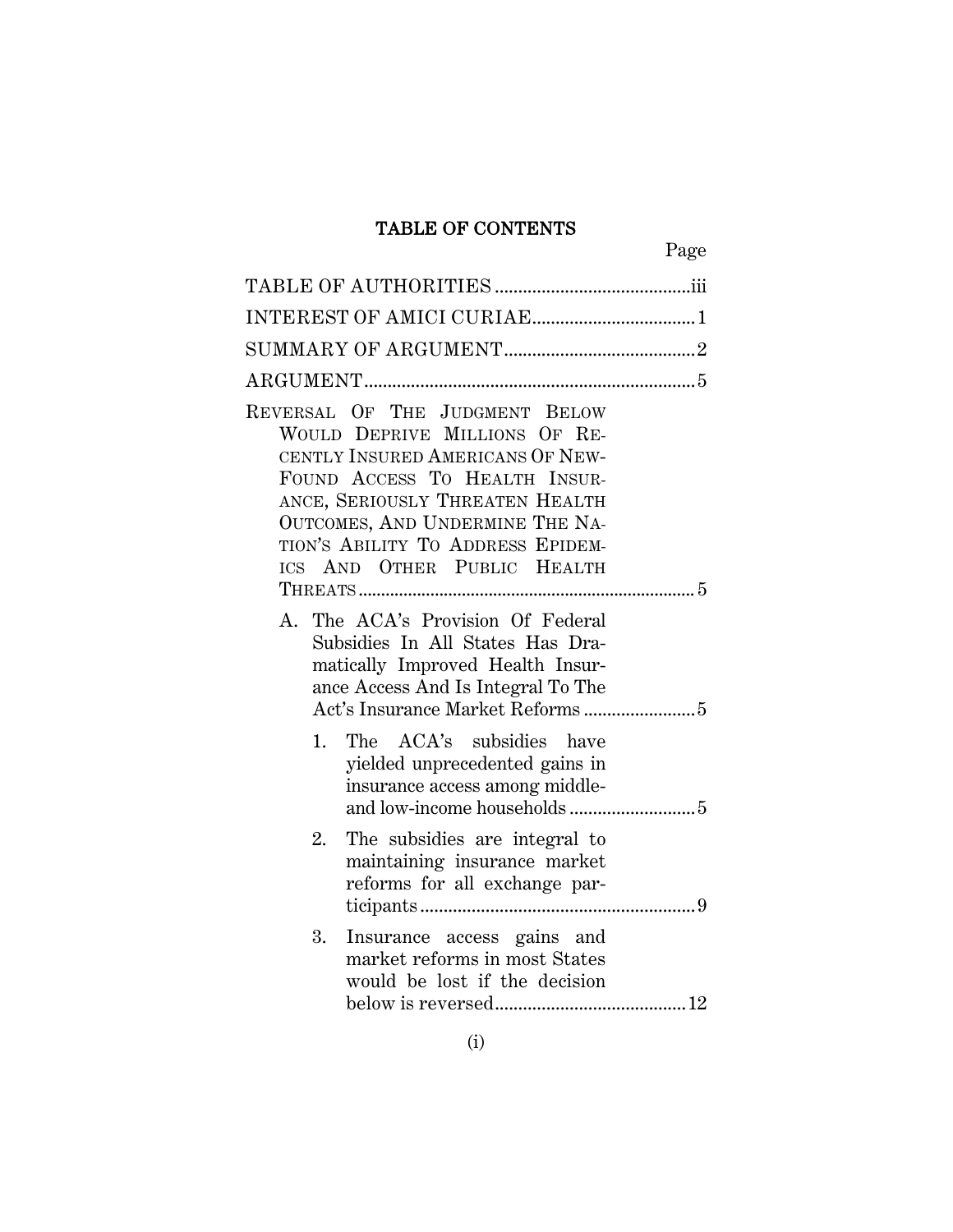# TABLE OF CONTENTS

| | Page |
|---|---|
| TABLE OF AUTHORITIES | iii |
| INTEREST OF AMICI CURIAE | 1 |
| SUMMARY OF ARGUMENT | 2 |
| ARGUMENT | 5 |
| REVERSAL OF THE JUDGMENT BELOW WOULD DEPRIVE MILLIONS OF RECENTLY INSURED AMERICANS OF NEW-FOUND ACCESS TO HEALTH INSURANCE, SERIOUSLY THREATEN HEALTH OUTCOMES, AND UNDERMINE THE NATION'S ABILITY TO ADDRESS EPIDEMICS AND OTHER PUBLIC HEALTH THREATS | 5 |
| A. The ACA's Provision Of Federal Subsidies In All States Has Dramatically Improved Health Insurance Access And Is Integral To The Act's Insurance Market Reforms | 5 |
| 1. The ACA's subsidies have yielded unprecedented gains in insurance access among middle- and low-income households | 5 |
| 2. The subsidies are integral to maintaining insurance market reforms for all exchange participants | 9 |
| 3. Insurance access gains and market reforms in most States would be lost if the decision below is reversed | 12 |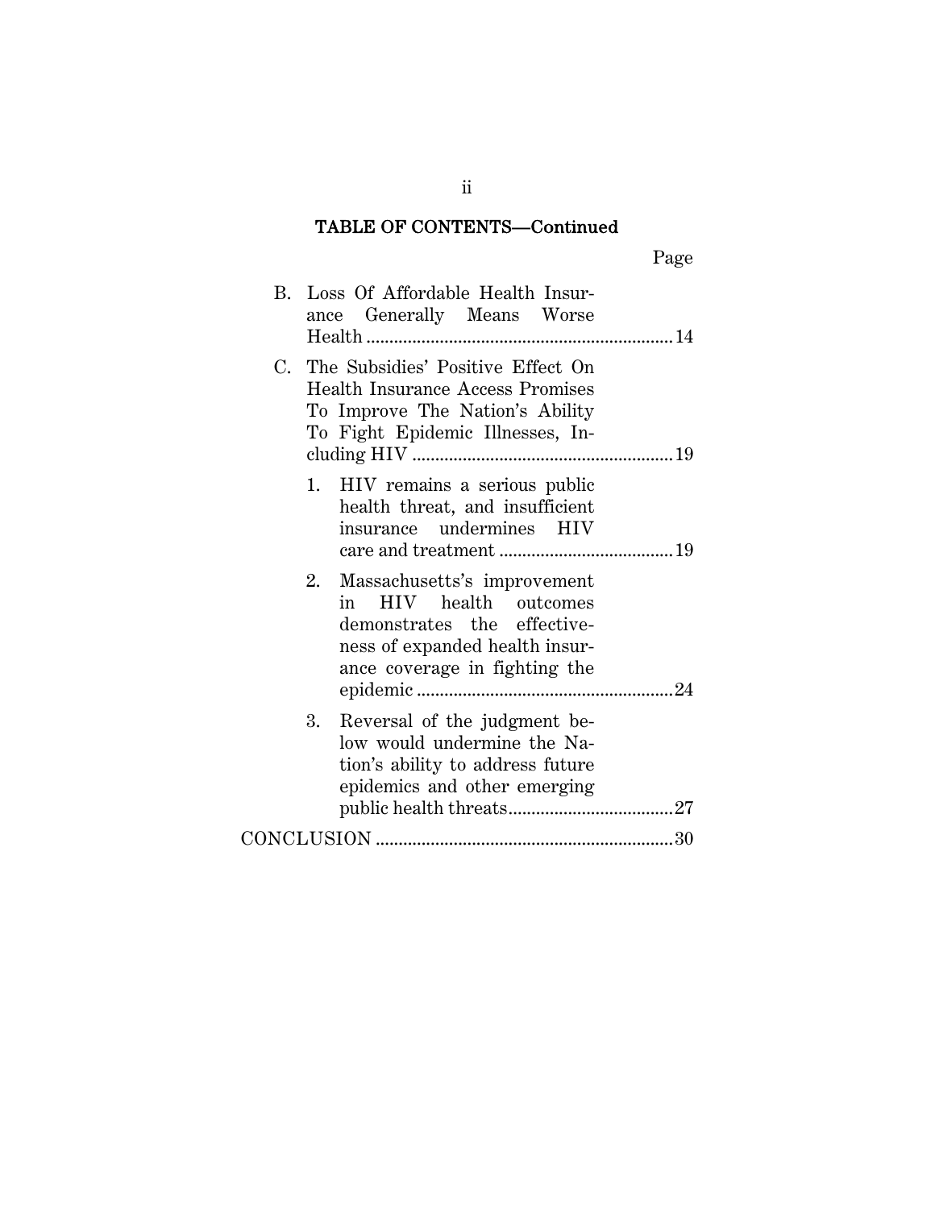## TABLE OF CONTENTS—Continued

Page

B. Loss Of Affordable Health Insurance Generally Means Worse Health .................................................................. 14

C. The Subsidies' Positive Effect On Health Insurance Access Promises To Improve The Nation's Ability To Fight Epidemic Illnesses, Including HIV ........................................................ 19

1. HIV remains a serious public health threat, and insufficient insurance undermines HIV care and treatment ..................................... 19

2. Massachusetts's improvement in HIV health outcomes demonstrates the effectiveness of expanded health insurance coverage in fighting the epidemic ....................................................... 24

3. Reversal of the judgment below would undermine the Nation's ability to address future epidemics and other emerging public health threats.................................... 27

CONCLUSION ................................................................ 30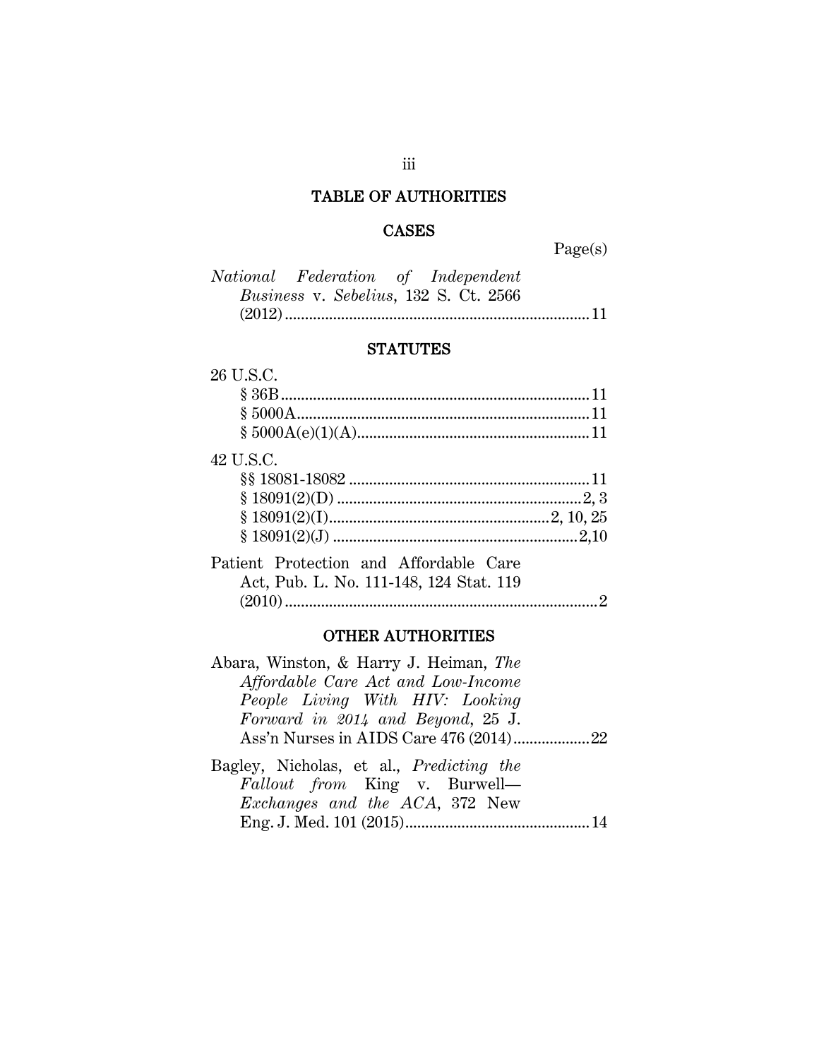## TABLE OF AUTHORITIES

### CASES

Page(s)

*National Federation of Independent Business* v. *Sebelius*, 132 S. Ct. 2566 (2012) .......... 11

### STATUTES

26 U.S.C.
- § 36B .......... 11
- § 5000A .......... 11
- § 5000A(e)(1)(A) .......... 11

42 U.S.C.
- §§ 18081-18082 .......... 11
- § 18091(2)(D) .......... 2, 3
- § 18091(2)(I) .......... 2, 10, 25
- § 18091(2)(J) .......... 2,10

Patient Protection and Affordable Care Act, Pub. L. No. 111-148, 124 Stat. 119 (2010) .......... 2

### OTHER AUTHORITIES

Abara, Winston, & Harry J. Heiman, *The Affordable Care Act and Low-Income People Living With HIV: Looking Forward in 2014 and Beyond*, 25 J. Ass'n Nurses in AIDS Care 476 (2014) .......... 22

Bagley, Nicholas, et al., *Predicting the Fallout from* King v. Burwell—*Exchanges and the ACA*, 372 New Eng. J. Med. 101 (2015) .......... 14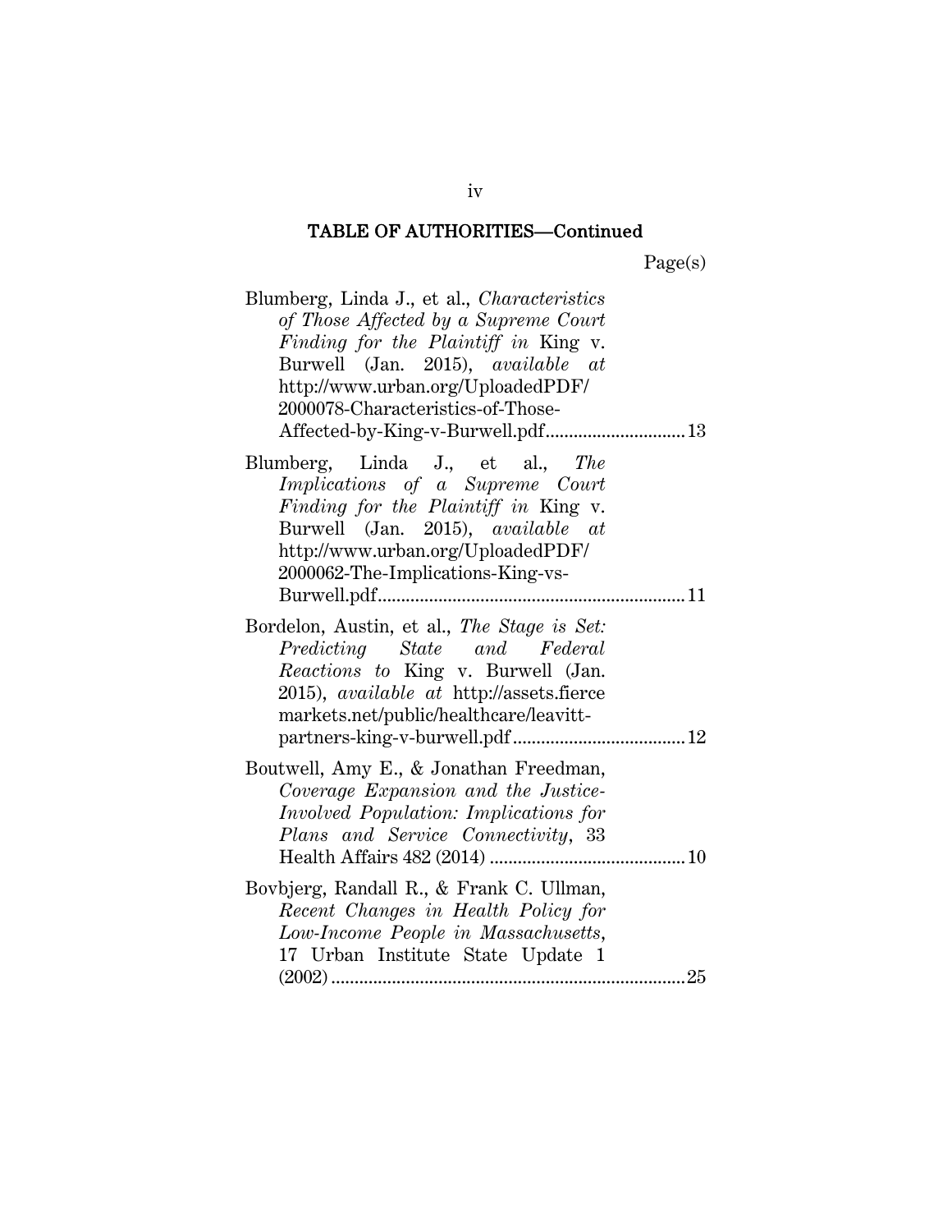## TABLE OF AUTHORITIES—Continued

Page(s)

Blumberg, Linda J., et al., *Characteristics of Those Affected by a Supreme Court Finding for the Plaintiff in* King v. Burwell (Jan. 2015), *available at* http://www.urban.org/UploadedPDF/2000078-Characteristics-of-Those-Affected-by-King-v-Burwell.pdf .............................. 13

Blumberg, Linda J., et al., *The Implications of a Supreme Court Finding for the Plaintiff in* King v. Burwell (Jan. 2015), *available at* http://www.urban.org/UploadedPDF/2000062-The-Implications-King-vs-Burwell.pdf .................................................................. 11

Bordelon, Austin, et al., *The Stage is Set: Predicting State and Federal Reactions to* King v. Burwell (Jan. 2015), *available at* http://assets.fiercemarkets.net/public/healthcare/leavitt-partners-king-v-burwell.pdf ..................................... 12

Boutwell, Amy E., & Jonathan Freedman, *Coverage Expansion and the Justice-Involved Population: Implications for Plans and Service Connectivity*, 33 Health Affairs 482 (2014) .......................................... 10

Bovbjerg, Randall R., & Frank C. Ullman, *Recent Changes in Health Policy for Low-Income People in Massachusetts*, 17 Urban Institute State Update 1 (2002) ........................................................................... 25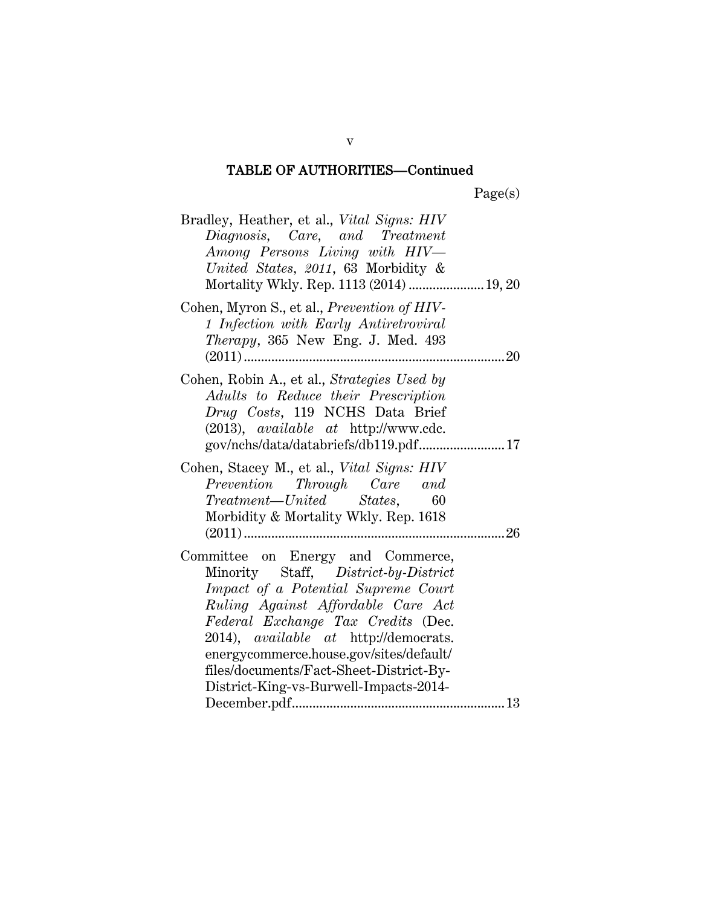## TABLE OF AUTHORITIES—Continued

Page(s)

Bradley, Heather, et al., *Vital Signs: HIV Diagnosis, Care, and Treatment Among Persons Living with HIV—United States, 2011*, 63 Morbidity & Mortality Wkly. Rep. 1113 (2014) ...................... 19, 20

Cohen, Myron S., et al., *Prevention of HIV-1 Infection with Early Antiretroviral Therapy*, 365 New Eng. J. Med. 493 (2011) ........................................................................... 20

Cohen, Robin A., et al., *Strategies Used by Adults to Reduce their Prescription Drug Costs*, 119 NCHS Data Brief (2013), *available at* http://www.cdc.gov/nchs/data/databriefs/db119.pdf......................... 17

Cohen, Stacey M., et al., *Vital Signs: HIV Prevention Through Care and Treatment—United States*, 60 Morbidity & Mortality Wkly. Rep. 1618 (2011) ........................................................................... 26

Committee on Energy and Commerce, Minority Staff, *District-by-District Impact of a Potential Supreme Court Ruling Against Affordable Care Act Federal Exchange Tax Credits* (Dec. 2014), *available at* http://democrats.energycommerce.house.gov/sites/default/files/documents/Fact-Sheet-District-By-District-King-vs-Burwell-Impacts-2014-December.pdf............................................................. 13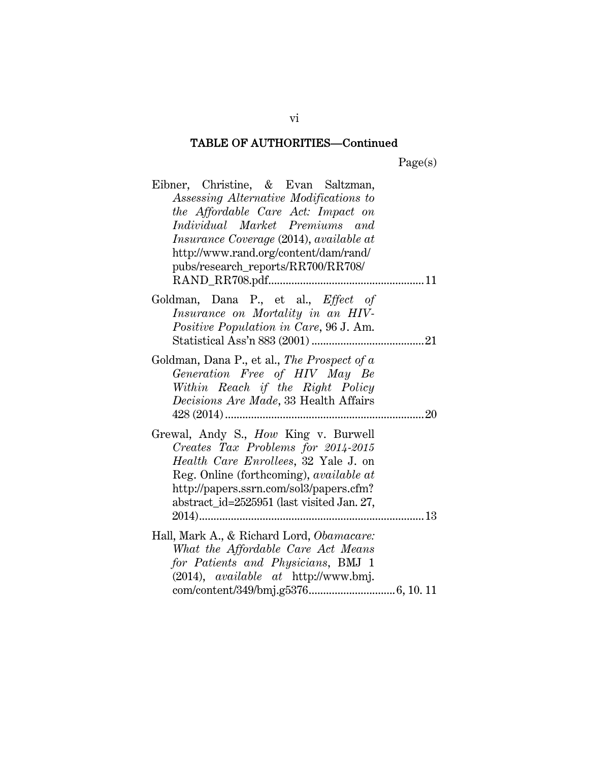## TABLE OF AUTHORITIES—Continued

Page(s)

Eibner, Christine, & Evan Saltzman, *Assessing Alternative Modifications to the Affordable Care Act: Impact on Individual Market Premiums and Insurance Coverage* (2014), *available at* http://www.rand.org/content/dam/rand/pubs/research_reports/RR700/RR708/RAND_RR708.pdf..................................................... 11

Goldman, Dana P., et al., *Effect of Insurance on Mortality in an HIV-Positive Population in Care*, 96 J. Am. Statistical Ass'n 883 (2001) ....................................... 21

Goldman, Dana P., et al., *The Prospect of a Generation Free of HIV May Be Within Reach if the Right Policy Decisions Are Made*, 33 Health Affairs 428 (2014) ..................................................................... 20

Grewal, Andy S., *How* King v. Burwell *Creates Tax Problems for 2014-2015 Health Care Enrollees*, 32 Yale J. on Reg. Online (forthcoming), *available at* http://papers.ssrn.com/sol3/papers.cfm?abstract_id=2525951 (last visited Jan. 27, 2014)............................................................................. 13

Hall, Mark A., & Richard Lord, *Obamacare: What the Affordable Care Act Means for Patients and Physicians*, BMJ 1 (2014), *available at* http://www.bmj.com/content/349/bmj.g5376.............................. 6, 10. 11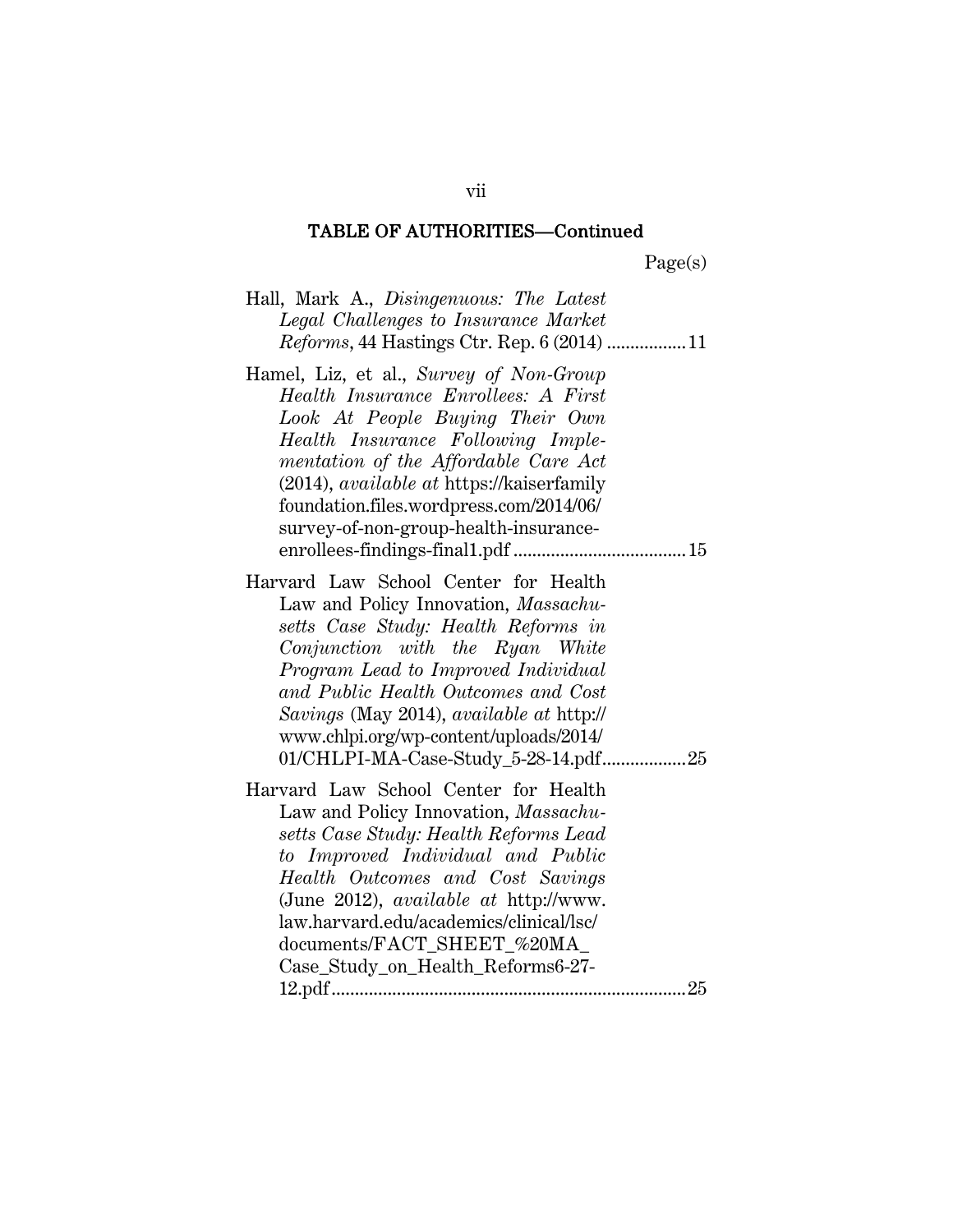## TABLE OF AUTHORITIES—Continued

Page(s)

Hall, Mark A., *Disingenuous: The Latest Legal Challenges to Insurance Market Reforms*, 44 Hastings Ctr. Rep. 6 (2014) ................ 11

Hamel, Liz, et al., *Survey of Non-Group Health Insurance Enrollees: A First Look At People Buying Their Own Health Insurance Following Implementation of the Affordable Care Act* (2014), *available at* https://kaiserfamilyfoundation.files.wordpress.com/2014/06/survey-of-non-group-health-insurance-enrollees-findings-final1.pdf .................................... 15

Harvard Law School Center for Health Law and Policy Innovation, *Massachusetts Case Study: Health Reforms in Conjunction with the Ryan White Program Lead to Improved Individual and Public Health Outcomes and Cost Savings* (May 2014), *available at* http://www.chlpi.org/wp-content/uploads/2014/01/CHLPI-MA-Case-Study_5-28-14.pdf.................. 25

Harvard Law School Center for Health Law and Policy Innovation, *Massachusetts Case Study: Health Reforms Lead to Improved Individual and Public Health Outcomes and Cost Savings* (June 2012), *available at* http://www.law.harvard.edu/academics/clinical/lsc/documents/FACT_SHEET_%20MA_Case_Study_on_Health_Reforms6-27-12.pdf.......................................................................... 25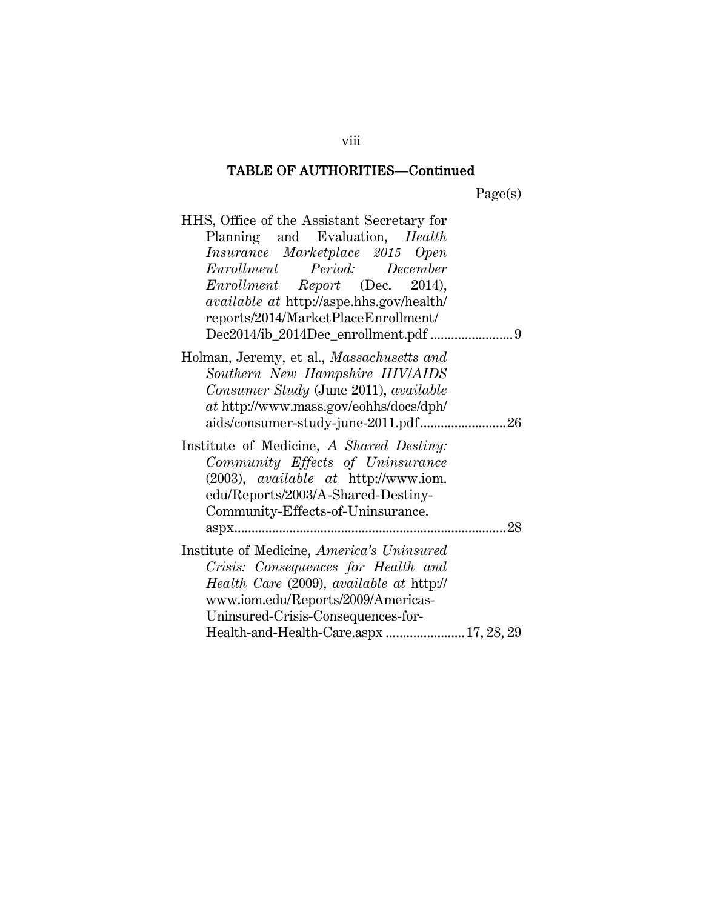## TABLE OF AUTHORITIES—Continued

Page(s)

HHS, Office of the Assistant Secretary for Planning and Evaluation, *Health Insurance Marketplace 2015 Open Enrollment Period: December Enrollment Report* (Dec. 2014), *available at* http://aspe.hhs.gov/health/reports/2014/MarketPlaceEnrollment/Dec2014/ib_2014Dec_enrollment.pdf ........................ 9

Holman, Jeremy, et al., *Massachusetts and Southern New Hampshire HIV/AIDS Consumer Study* (June 2011), *available at* http://www.mass.gov/eohhs/docs/dph/aids/consumer-study-june-2011.pdf........................ 26

Institute of Medicine, *A Shared Destiny: Community Effects of Uninsurance* (2003), *available at* http://www.iom.edu/Reports/2003/A-Shared-Destiny-Community-Effects-of-Uninsurance.aspx.............................................................................. 28

Institute of Medicine, *America's Uninsured Crisis: Consequences for Health and Health Care* (2009), *available at* http://www.iom.edu/Reports/2009/Americas-Uninsured-Crisis-Consequences-for-Health-and-Health-Care.aspx ....................... 17, 28, 29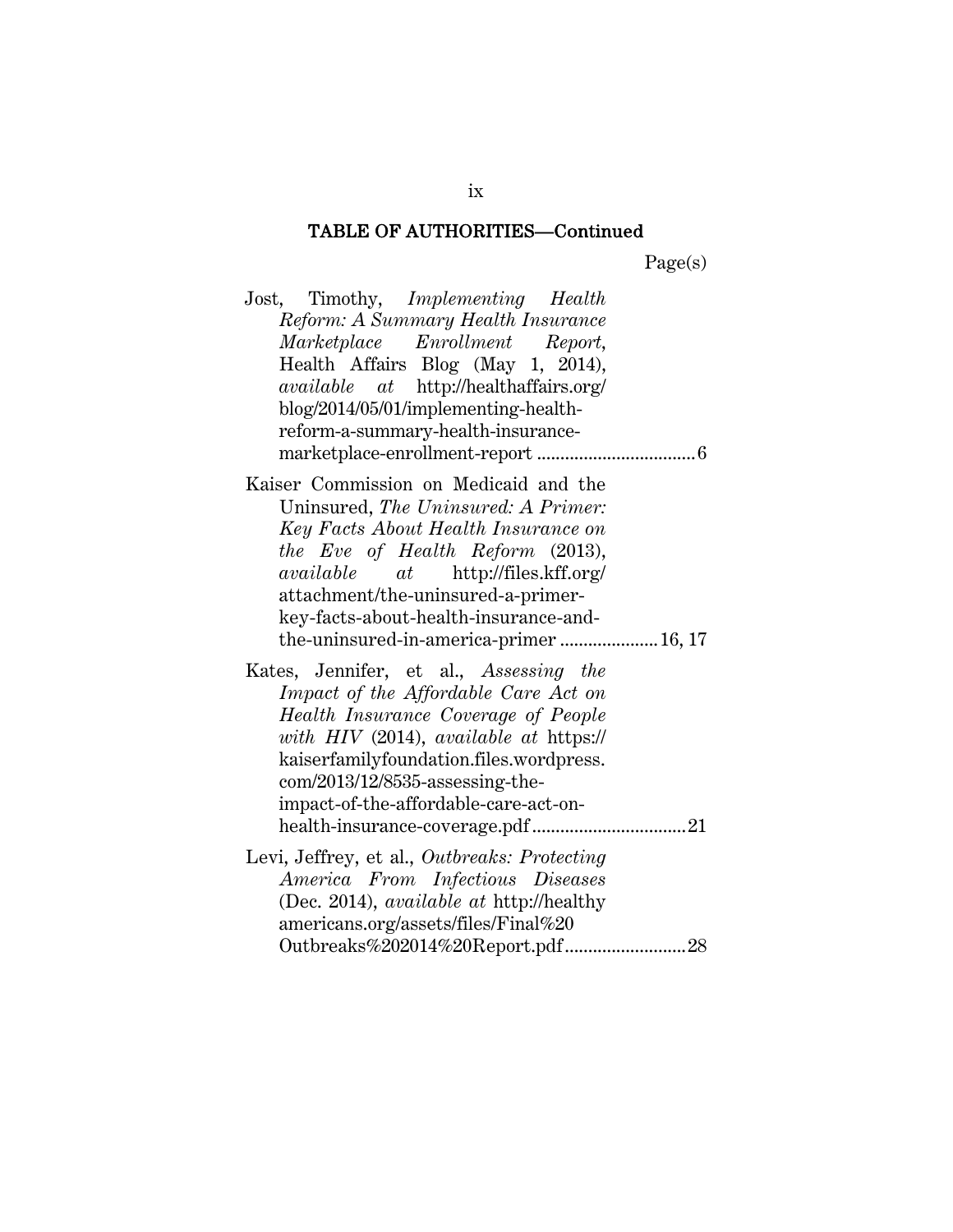## TABLE OF AUTHORITIES—Continued

Page(s)

Jost, Timothy, *Implementing Health Reform: A Summary Health Insurance Marketplace Enrollment Report*, Health Affairs Blog (May 1, 2014), *available at* http://healthaffairs.org/blog/2014/05/01/implementing-health-reform-a-summary-health-insurance-marketplace-enrollment-report ................................. 6

Kaiser Commission on Medicaid and the Uninsured, *The Uninsured: A Primer: Key Facts About Health Insurance on the Eve of Health Reform* (2013), *available at* http://files.kff.org/attachment/the-uninsured-a-primer-key-facts-about-health-insurance-and-the-uninsured-in-america-primer ..................... 16, 17

Kates, Jennifer, et al., *Assessing the Impact of the Affordable Care Act on Health Insurance Coverage of People with HIV* (2014), *available at* https://kaiserfamilyfoundation.files.wordpress.com/2013/12/8535-assessing-the-impact-of-the-affordable-care-act-on-health-insurance-coverage.pdf ................................ 21

Levi, Jeffrey, et al., *Outbreaks: Protecting America From Infectious Diseases* (Dec. 2014), *available at* http://healthyamericans.org/assets/files/Final%20Outbreaks%202014%20Report.pdf ......................... 28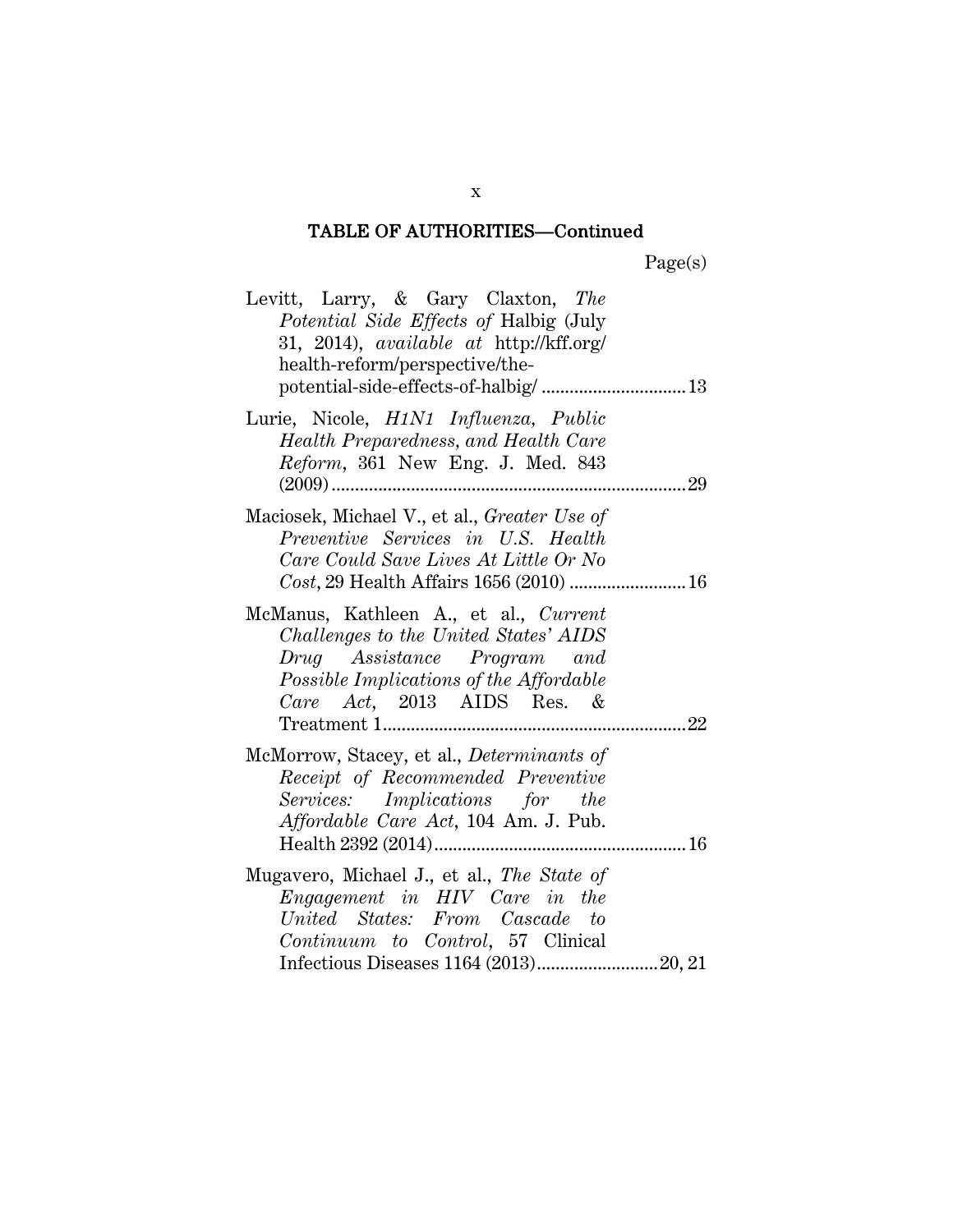## TABLE OF AUTHORITIES—Continued

Page(s)

Levitt, Larry, & Gary Claxton, *The Potential Side Effects of* Halbig (July 31, 2014), *available at* http://kff.org/health-reform/perspective/the-potential-side-effects-of-halbig/ ............................... 13

Lurie, Nicole, *H1N1 Influenza, Public Health Preparedness, and Health Care Reform*, 361 New Eng. J. Med. 843 (2009) ........................................................................... 29

Maciosek, Michael V., et al., *Greater Use of Preventive Services in U.S. Health Care Could Save Lives At Little Or No Cost*, 29 Health Affairs 1656 (2010) ......................... 16

McManus, Kathleen A., et al., *Current Challenges to the United States' AIDS Drug Assistance Program and Possible Implications of the Affordable Care Act*, 2013 AIDS Res. & Treatment 1................................................................ 22

McMorrow, Stacey, et al., *Determinants of Receipt of Recommended Preventive Services: Implications for the Affordable Care Act*, 104 Am. J. Pub. Health 2392 (2014)...................................................... 16

Mugavero, Michael J., et al., *The State of Engagement in HIV Care in the United States: From Cascade to Continuum to Control*, 57 Clinical Infectious Diseases 1164 (2013).......................... 20, 21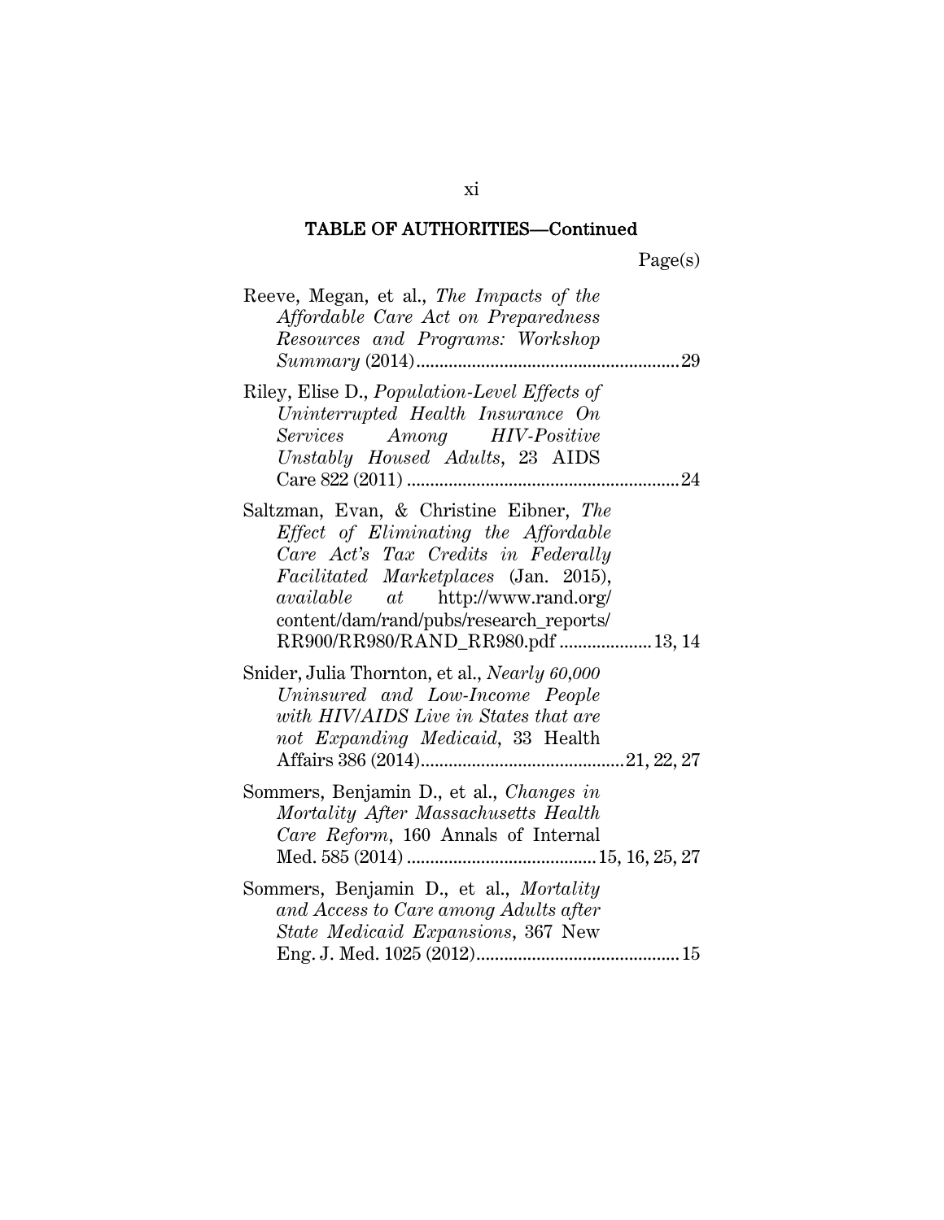## TABLE OF AUTHORITIES—Continued

Page(s)

Reeve, Megan, et al., *The Impacts of the Affordable Care Act on Preparedness Resources and Programs: Workshop Summary* (2014) ........................................................ 29

Riley, Elise D., *Population-Level Effects of Uninterrupted Health Insurance On Services Among HIV-Positive Unstably Housed Adults*, 23 AIDS Care 822 (2011) .......................................................... 24

Saltzman, Evan, & Christine Eibner, *The Effect of Eliminating the Affordable Care Act's Tax Credits in Federally Facilitated Marketplaces* (Jan. 2015), *available at* http://www.rand.org/content/dam/rand/pubs/research_reports/RR900/RR980/RAND_RR980.pdf .................... 13, 14

Snider, Julia Thornton, et al., *Nearly 60,000 Uninsured and Low-Income People with HIV/AIDS Live in States that are not Expanding Medicaid*, 33 Health Affairs 386 (2014)............................................ 21, 22, 27

Sommers, Benjamin D., et al., *Changes in Mortality After Massachusetts Health Care Reform*, 160 Annals of Internal Med. 585 (2014) ......................................... 15, 16, 25, 27

Sommers, Benjamin D., et al., *Mortality and Access to Care among Adults after State Medicaid Expansions*, 367 New Eng. J. Med. 1025 (2012)............................................ 15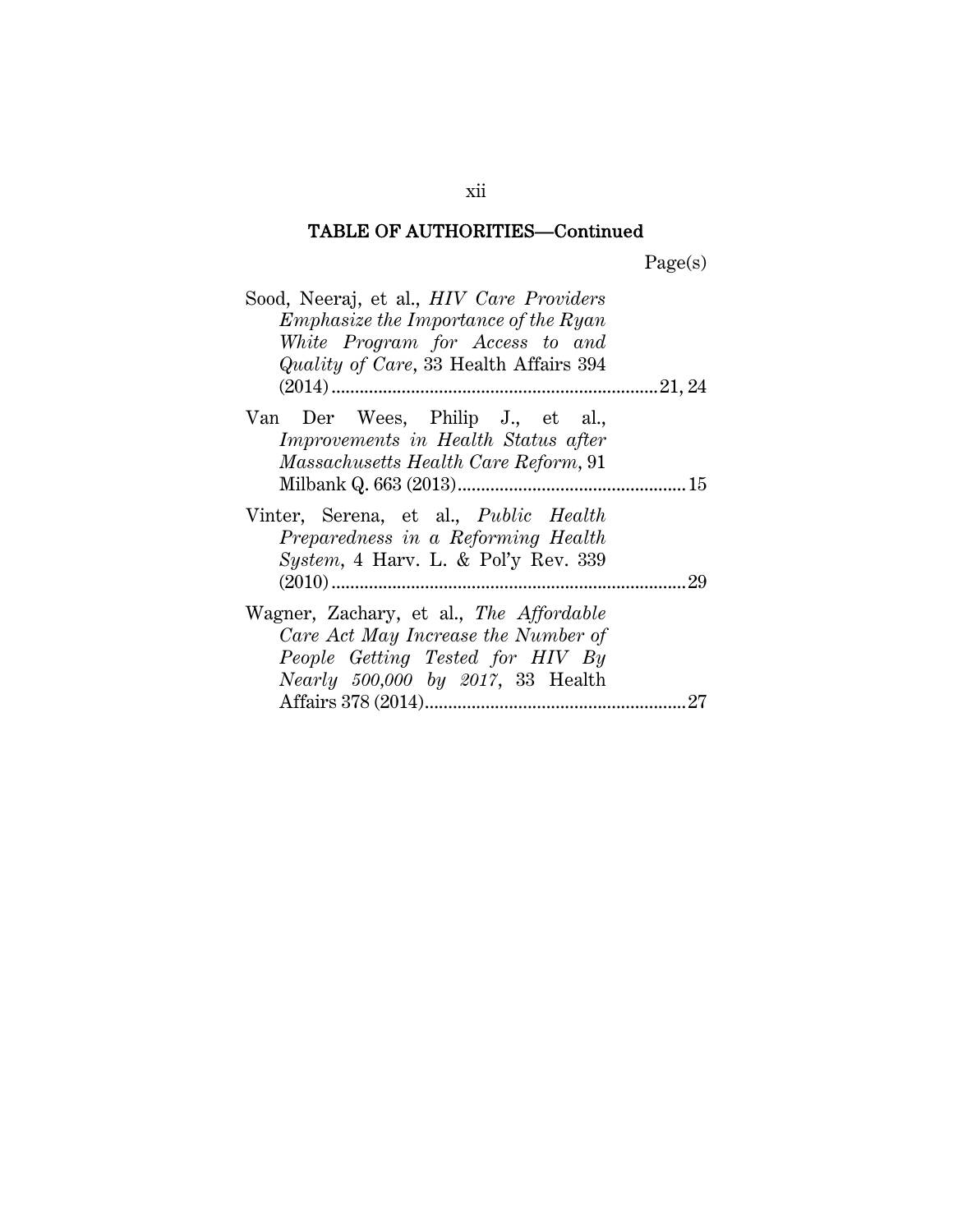## TABLE OF AUTHORITIES—Continued

Page(s)

Sood, Neeraj, et al., *HIV Care Providers Emphasize the Importance of the Ryan White Program for Access to and Quality of Care*, 33 Health Affairs 394 (2014) .......................................................................21, 24

Van Der Wees, Philip J., et al., *Improvements in Health Status after Massachusetts Health Care Reform*, 91 Milbank Q. 663 (2013) .......................................................15

Vinter, Serena, et al., *Public Health Preparedness in a Reforming Health System*, 4 Harv. L. & Pol'y Rev. 339 (2010) .......................................................................29

Wagner, Zachary, et al., *The Affordable Care Act May Increase the Number of People Getting Tested for HIV By Nearly 500,000 by 2017*, 33 Health Affairs 378 (2014) .......................................................27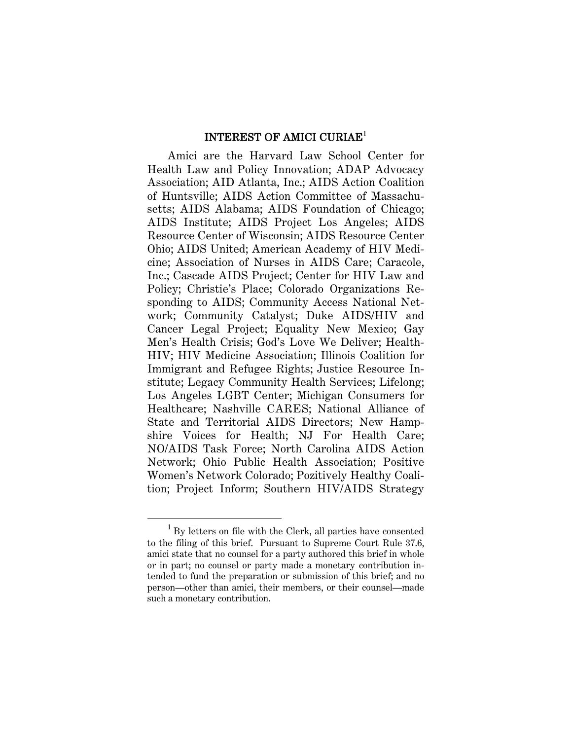## INTEREST OF AMICI CURIAE[1]

Amici are the Harvard Law School Center for Health Law and Policy Innovation; ADAP Advocacy Association; AID Atlanta, Inc.; AIDS Action Coalition of Huntsville; AIDS Action Committee of Massachusetts; AIDS Alabama; AIDS Foundation of Chicago; AIDS Institute; AIDS Project Los Angeles; AIDS Resource Center of Wisconsin; AIDS Resource Center Ohio; AIDS United; American Academy of HIV Medicine; Association of Nurses in AIDS Care; Caracole, Inc.; Cascade AIDS Project; Center for HIV Law and Policy; Christie's Place; Colorado Organizations Responding to AIDS; Community Access National Network; Community Catalyst; Duke AIDS/HIV and Cancer Legal Project; Equality New Mexico; Gay Men's Health Crisis; God's Love We Deliver; HealthHIV; HIV Medicine Association; Illinois Coalition for Immigrant and Refugee Rights; Justice Resource Institute; Legacy Community Health Services; Lifelong; Los Angeles LGBT Center; Michigan Consumers for Healthcare; Nashville CARES; National Alliance of State and Territorial AIDS Directors; New Hampshire Voices for Health; NJ For Health Care; NO/AIDS Task Force; North Carolina AIDS Action Network; Ohio Public Health Association; Positive Women's Network Colorado; Pozitively Healthy Coalition; Project Inform; Southern HIV/AIDS Strategy

[1] By letters on file with the Clerk, all parties have consented to the filing of this brief. Pursuant to Supreme Court Rule 37.6, amici state that no counsel for a party authored this brief in whole or in part; no counsel or party made a monetary contribution intended to fund the preparation or submission of this brief; and no person—other than amici, their members, or their counsel—made such a monetary contribution.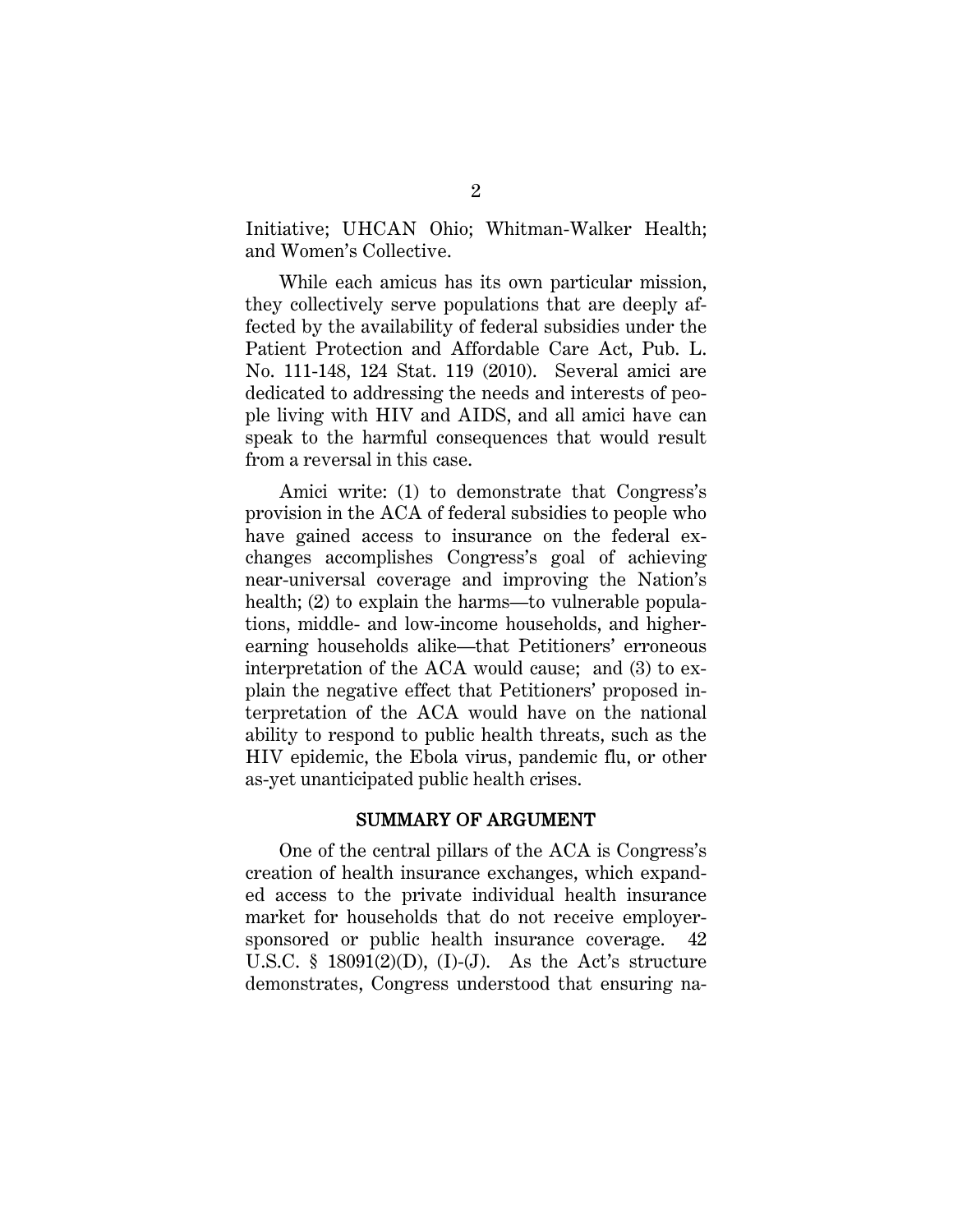Initiative; UHCAN Ohio; Whitman-Walker Health; and Women's Collective.

While each amicus has its own particular mission, they collectively serve populations that are deeply affected by the availability of federal subsidies under the Patient Protection and Affordable Care Act, Pub. L. No. 111-148, 124 Stat. 119 (2010). Several amici are dedicated to addressing the needs and interests of people living with HIV and AIDS, and all amici have can speak to the harmful consequences that would result from a reversal in this case.

Amici write: (1) to demonstrate that Congress's provision in the ACA of federal subsidies to people who have gained access to insurance on the federal exchanges accomplishes Congress's goal of achieving near-universal coverage and improving the Nation's health; (2) to explain the harms—to vulnerable populations, middle- and low-income households, and higher-earning households alike—that Petitioners' erroneous interpretation of the ACA would cause; and (3) to explain the negative effect that Petitioners' proposed interpretation of the ACA would have on the national ability to respond to public health threats, such as the HIV epidemic, the Ebola virus, pandemic flu, or other as-yet unanticipated public health crises.

## SUMMARY OF ARGUMENT

One of the central pillars of the ACA is Congress's creation of health insurance exchanges, which expanded access to the private individual health insurance market for households that do not receive employer-sponsored or public health insurance coverage. 42 U.S.C. § 18091(2)(D), (I)-(J). As the Act's structure demonstrates, Congress understood that ensuring na-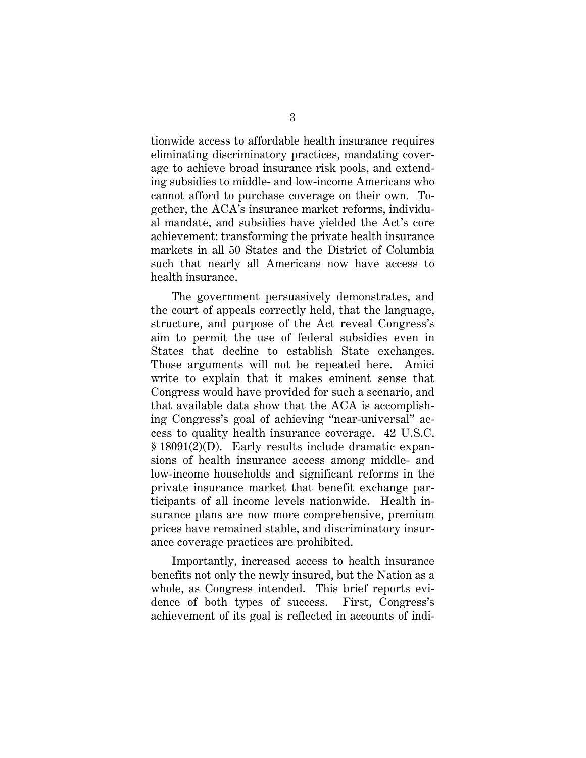tionwide access to affordable health insurance requires eliminating discriminatory practices, mandating coverage to achieve broad insurance risk pools, and extending subsidies to middle- and low-income Americans who cannot afford to purchase coverage on their own. Together, the ACA's insurance market reforms, individual mandate, and subsidies have yielded the Act's core achievement: transforming the private health insurance markets in all 50 States and the District of Columbia such that nearly all Americans now have access to health insurance.

The government persuasively demonstrates, and the court of appeals correctly held, that the language, structure, and purpose of the Act reveal Congress's aim to permit the use of federal subsidies even in States that decline to establish State exchanges. Those arguments will not be repeated here. Amici write to explain that it makes eminent sense that Congress would have provided for such a scenario, and that available data show that the ACA is accomplishing Congress's goal of achieving "near-universal" access to quality health insurance coverage. 42 U.S.C. § 18091(2)(D). Early results include dramatic expansions of health insurance access among middle- and low-income households and significant reforms in the private insurance market that benefit exchange participants of all income levels nationwide. Health insurance plans are now more comprehensive, premium prices have remained stable, and discriminatory insurance coverage practices are prohibited.

Importantly, increased access to health insurance benefits not only the newly insured, but the Nation as a whole, as Congress intended. This brief reports evidence of both types of success. First, Congress's achievement of its goal is reflected in accounts of indi-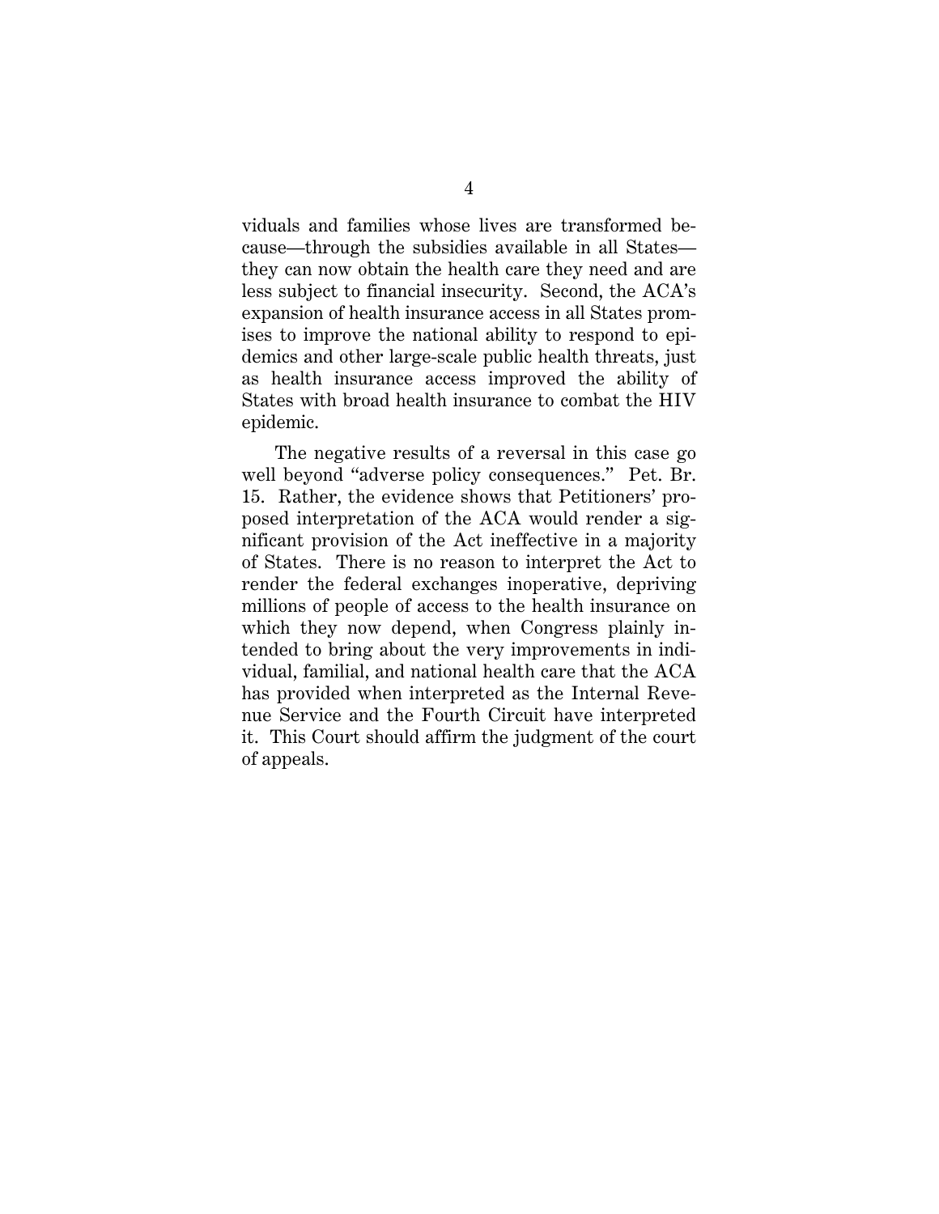viduals and families whose lives are transformed because—through the subsidies available in all States—they can now obtain the health care they need and are less subject to financial insecurity. Second, the ACA's expansion of health insurance access in all States promises to improve the national ability to respond to epidemics and other large-scale public health threats, just as health insurance access improved the ability of States with broad health insurance to combat the HIV epidemic.

The negative results of a reversal in this case go well beyond "adverse policy consequences." Pet. Br. 15. Rather, the evidence shows that Petitioners' proposed interpretation of the ACA would render a significant provision of the Act ineffective in a majority of States. There is no reason to interpret the Act to render the federal exchanges inoperative, depriving millions of people of access to the health insurance on which they now depend, when Congress plainly intended to bring about the very improvements in individual, familial, and national health care that the ACA has provided when interpreted as the Internal Revenue Service and the Fourth Circuit have interpreted it. This Court should affirm the judgment of the court of appeals.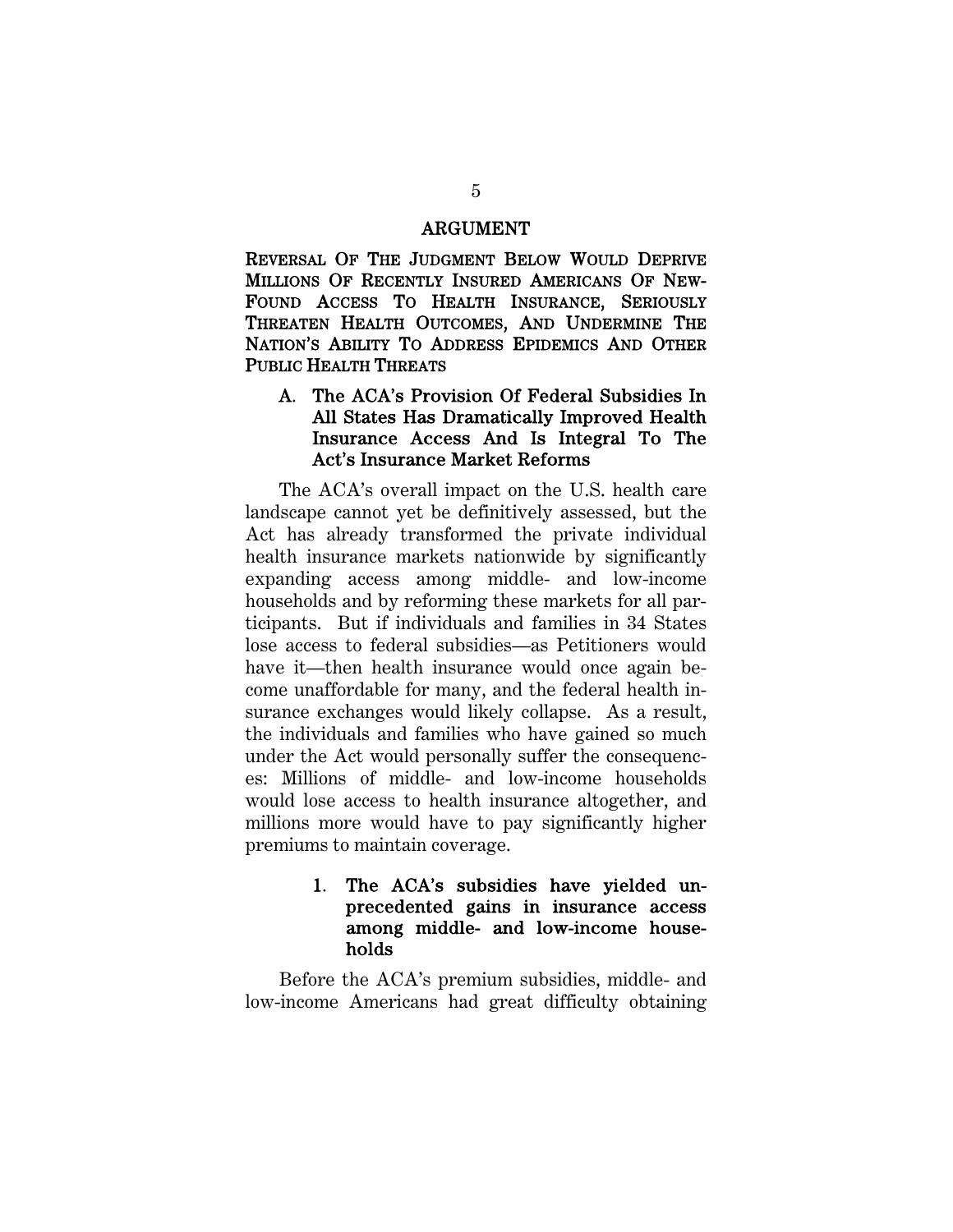# ARGUMENT

## REVERSAL OF THE JUDGMENT BELOW WOULD DEPRIVE MILLIONS OF RECENTLY INSURED AMERICANS OF NEW-FOUND ACCESS TO HEALTH INSURANCE, SERIOUSLY THREATEN HEALTH OUTCOMES, AND UNDERMINE THE NATION'S ABILITY TO ADDRESS EPIDEMICS AND OTHER PUBLIC HEALTH THREATS

### A. The ACA's Provision Of Federal Subsidies In All States Has Dramatically Improved Health Insurance Access And Is Integral To The Act's Insurance Market Reforms

The ACA's overall impact on the U.S. health care landscape cannot yet be definitively assessed, but the Act has already transformed the private individual health insurance markets nationwide by significantly expanding access among middle- and low-income households and by reforming these markets for all participants. But if individuals and families in 34 States lose access to federal subsidies—as Petitioners would have it—then health insurance would once again become unaffordable for many, and the federal health insurance exchanges would likely collapse. As a result, the individuals and families who have gained so much under the Act would personally suffer the consequences: Millions of middle- and low-income households would lose access to health insurance altogether, and millions more would have to pay significantly higher premiums to maintain coverage.

#### 1. The ACA's subsidies have yielded unprecedented gains in insurance access among middle- and low-income households

Before the ACA's premium subsidies, middle- and low-income Americans had great difficulty obtaining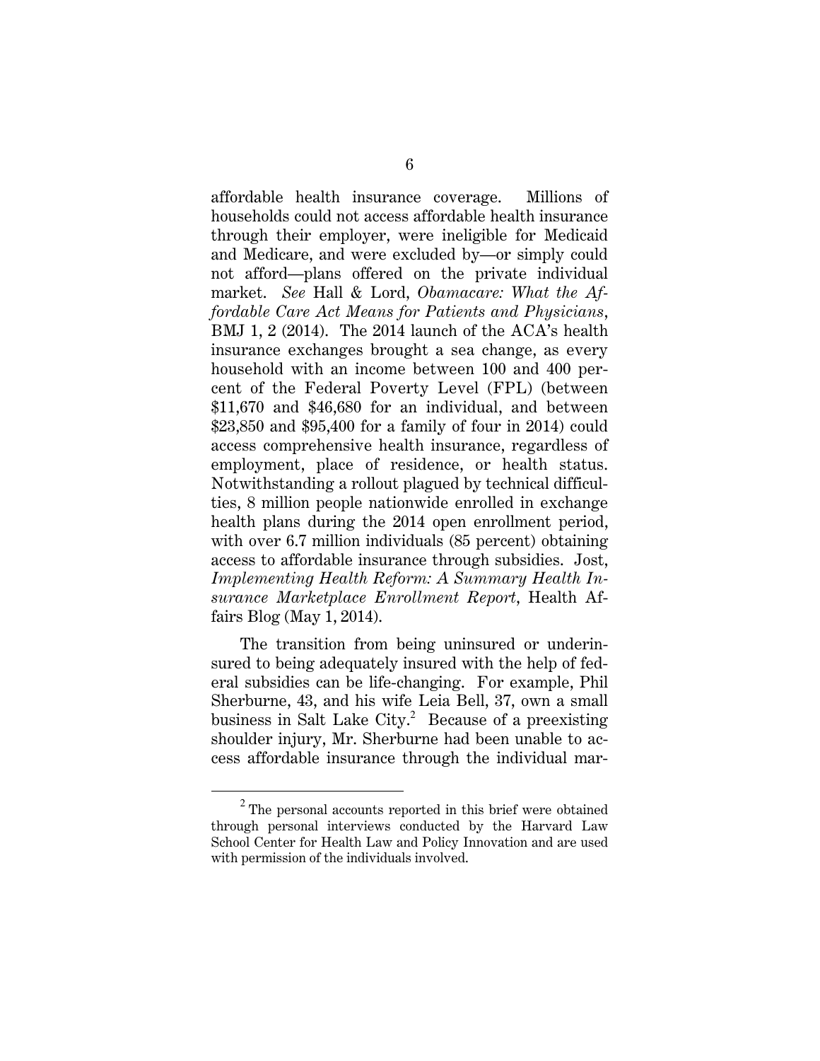affordable health insurance coverage. Millions of households could not access affordable health insurance through their employer, were ineligible for Medicaid and Medicare, and were excluded by—or simply could not afford—plans offered on the private individual market. *See* Hall & Lord, *Obamacare: What the Affordable Care Act Means for Patients and Physicians*, BMJ 1, 2 (2014). The 2014 launch of the ACA's health insurance exchanges brought a sea change, as every household with an income between 100 and 400 percent of the Federal Poverty Level (FPL) (between $11,670 and $46,680 for an individual, and between $23,850 and $95,400 for a family of four in 2014) could access comprehensive health insurance, regardless of employment, place of residence, or health status. Notwithstanding a rollout plagued by technical difficulties, 8 million people nationwide enrolled in exchange health plans during the 2014 open enrollment period, with over 6.7 million individuals (85 percent) obtaining access to affordable insurance through subsidies. Jost, *Implementing Health Reform: A Summary Health Insurance Marketplace Enrollment Report*, Health Affairs Blog (May 1, 2014).

The transition from being uninsured or underinsured to being adequately insured with the help of federal subsidies can be life-changing. For example, Phil Sherburne, 43, and his wife Leia Bell, 37, own a small business in Salt Lake City.[2] Because of a preexisting shoulder injury, Mr. Sherburne had been unable to access affordable insurance through the individual mar-

---

[2] The personal accounts reported in this brief were obtained through personal interviews conducted by the Harvard Law School Center for Health Law and Policy Innovation and are used with permission of the individuals involved.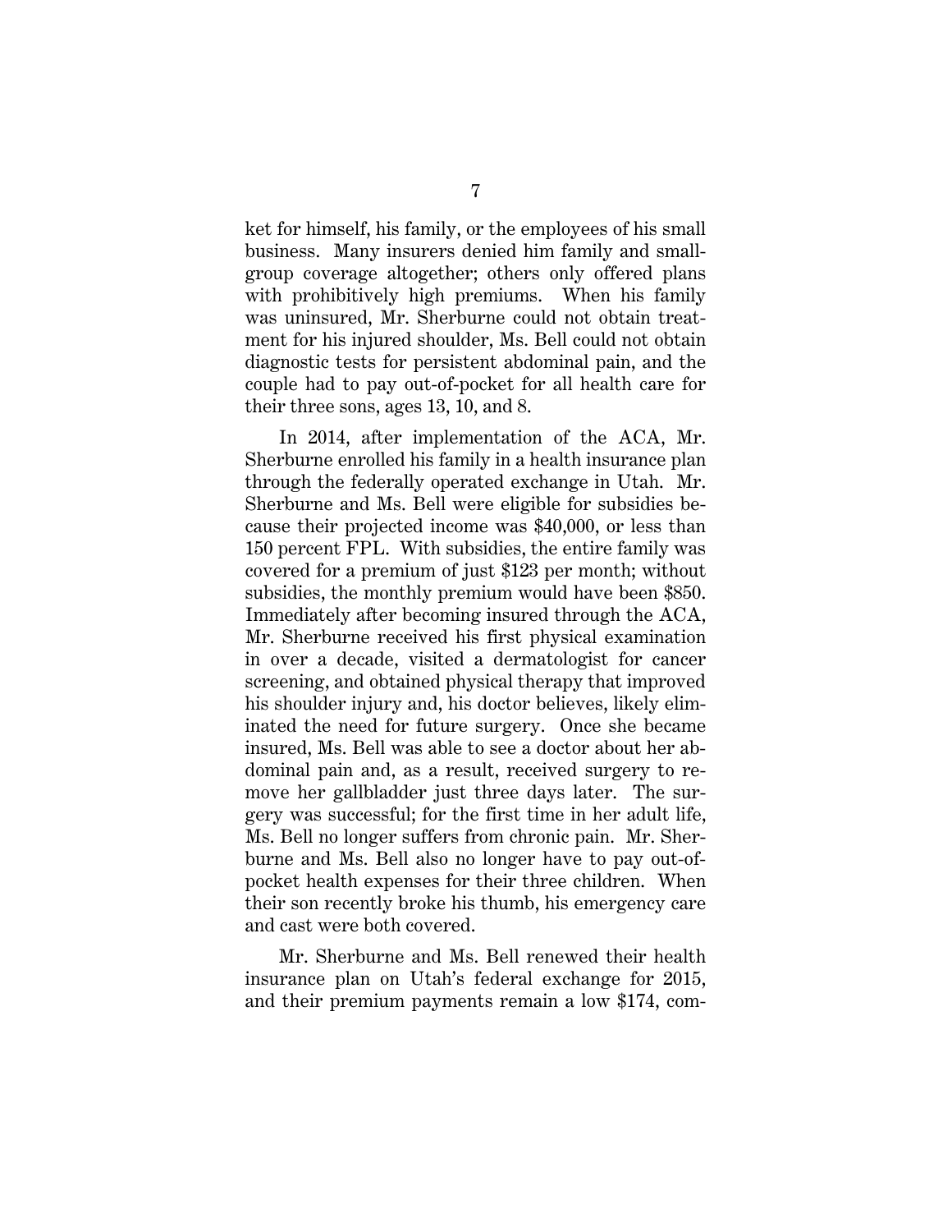ket for himself, his family, or the employees of his small business. Many insurers denied him family and small-group coverage altogether; others only offered plans with prohibitively high premiums. When his family was uninsured, Mr. Sherburne could not obtain treatment for his injured shoulder, Ms. Bell could not obtain diagnostic tests for persistent abdominal pain, and the couple had to pay out-of-pocket for all health care for their three sons, ages 13, 10, and 8.

In 2014, after implementation of the ACA, Mr. Sherburne enrolled his family in a health insurance plan through the federally operated exchange in Utah. Mr. Sherburne and Ms. Bell were eligible for subsidies because their projected income was $40,000, or less than 150 percent FPL. With subsidies, the entire family was covered for a premium of just $123 per month; without subsidies, the monthly premium would have been $850. Immediately after becoming insured through the ACA, Mr. Sherburne received his first physical examination in over a decade, visited a dermatologist for cancer screening, and obtained physical therapy that improved his shoulder injury and, his doctor believes, likely eliminated the need for future surgery. Once she became insured, Ms. Bell was able to see a doctor about her abdominal pain and, as a result, received surgery to remove her gallbladder just three days later. The surgery was successful; for the first time in her adult life, Ms. Bell no longer suffers from chronic pain. Mr. Sherburne and Ms. Bell also no longer have to pay out-of-pocket health expenses for their three children. When their son recently broke his thumb, his emergency care and cast were both covered.

Mr. Sherburne and Ms. Bell renewed their health insurance plan on Utah's federal exchange for 2015, and their premium payments remain a low $174, com-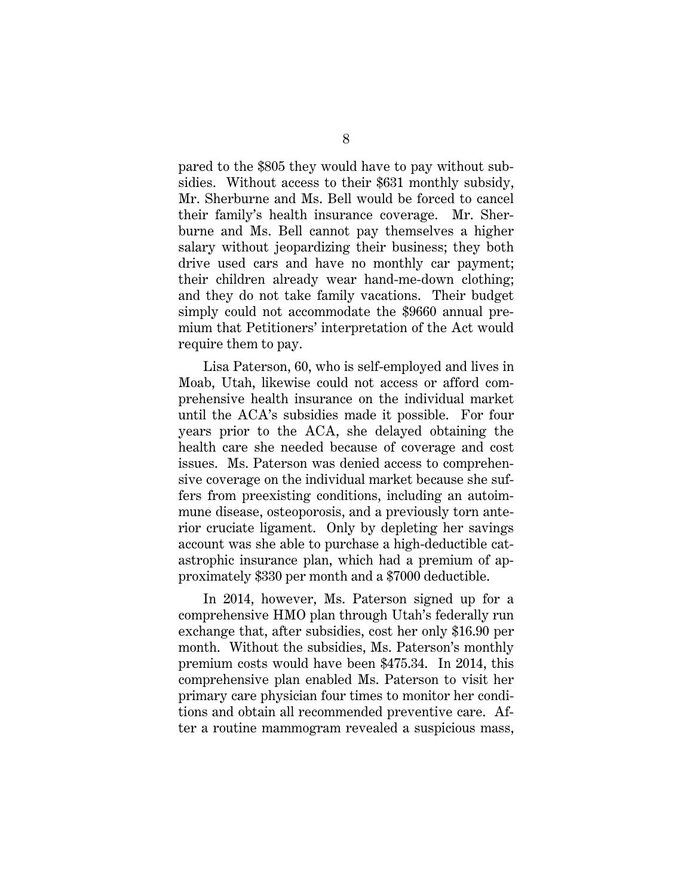pared to the $805 they would have to pay without subsidies. Without access to their $631 monthly subsidy, Mr. Sherburne and Ms. Bell would be forced to cancel their family's health insurance coverage. Mr. Sherburne and Ms. Bell cannot pay themselves a higher salary without jeopardizing their business; they both drive used cars and have no monthly car payment; their children already wear hand-me-down clothing; and they do not take family vacations. Their budget simply could not accommodate the $9660 annual premium that Petitioners' interpretation of the Act would require them to pay.

Lisa Paterson, 60, who is self-employed and lives in Moab, Utah, likewise could not access or afford comprehensive health insurance on the individual market until the ACA's subsidies made it possible. For four years prior to the ACA, she delayed obtaining the health care she needed because of coverage and cost issues. Ms. Paterson was denied access to comprehensive coverage on the individual market because she suffers from preexisting conditions, including an autoimmune disease, osteoporosis, and a previously torn anterior cruciate ligament. Only by depleting her savings account was she able to purchase a high-deductible catastrophic insurance plan, which had a premium of approximately $330 per month and a $7000 deductible.

In 2014, however, Ms. Paterson signed up for a comprehensive HMO plan through Utah's federally run exchange that, after subsidies, cost her only $16.90 per month. Without the subsidies, Ms. Paterson's monthly premium costs would have been $475.34. In 2014, this comprehensive plan enabled Ms. Paterson to visit her primary care physician four times to monitor her conditions and obtain all recommended preventive care. After a routine mammogram revealed a suspicious mass,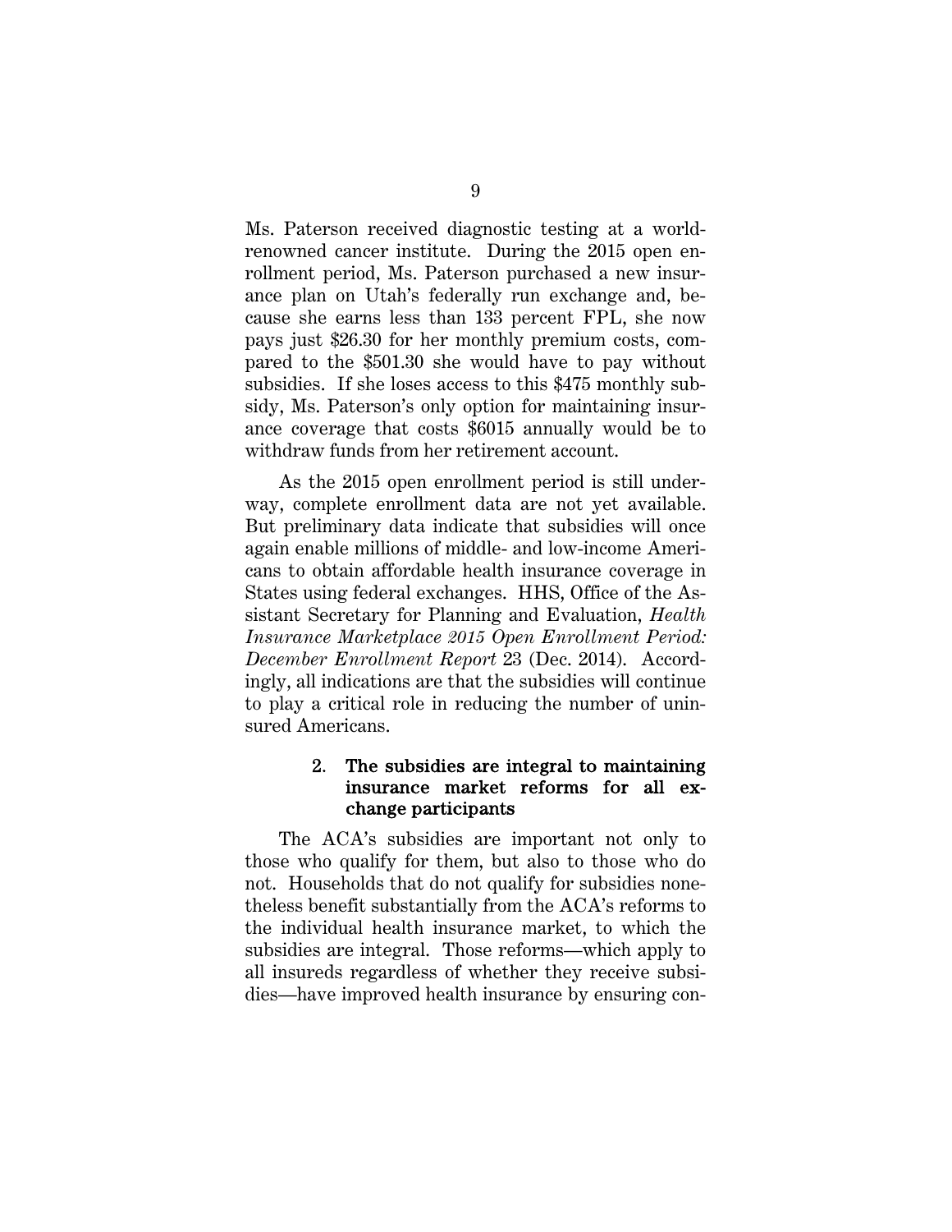Ms. Paterson received diagnostic testing at a world-renowned cancer institute. During the 2015 open enrollment period, Ms. Paterson purchased a new insurance plan on Utah's federally run exchange and, because she earns less than 133 percent FPL, she now pays just $26.30 for her monthly premium costs, compared to the $501.30 she would have to pay without subsidies. If she loses access to this $475 monthly subsidy, Ms. Paterson's only option for maintaining insurance coverage that costs $6015 annually would be to withdraw funds from her retirement account.

As the 2015 open enrollment period is still underway, complete enrollment data are not yet available. But preliminary data indicate that subsidies will once again enable millions of middle- and low-income Americans to obtain affordable health insurance coverage in States using federal exchanges. HHS, Office of the Assistant Secretary for Planning and Evaluation, *Health Insurance Marketplace 2015 Open Enrollment Period: December Enrollment Report* 23 (Dec. 2014). Accordingly, all indications are that the subsidies will continue to play a critical role in reducing the number of uninsured Americans.

#### 2. The subsidies are integral to maintaining insurance market reforms for all exchange participants

The ACA's subsidies are important not only to those who qualify for them, but also to those who do not. Households that do not qualify for subsidies nonetheless benefit substantially from the ACA's reforms to the individual health insurance market, to which the subsidies are integral. Those reforms—which apply to all insureds regardless of whether they receive subsidies—have improved health insurance by ensuring con-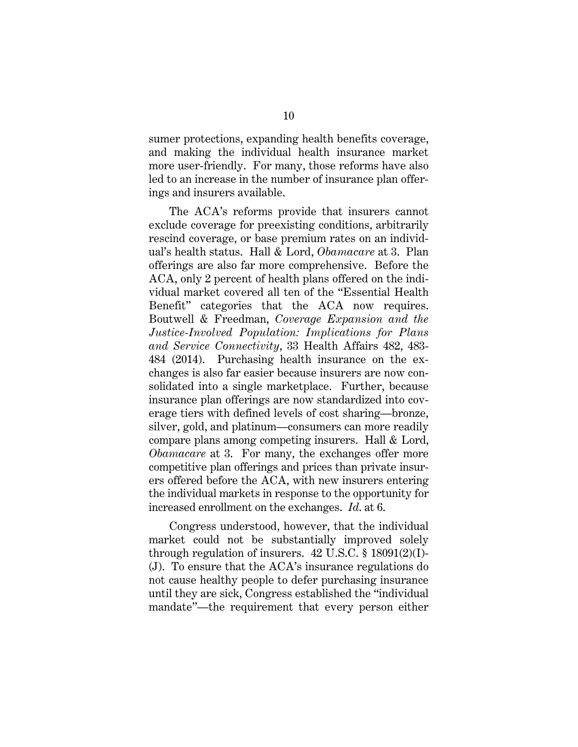sumer protections, expanding health benefits coverage, and making the individual health insurance market more user-friendly. For many, those reforms have also led to an increase in the number of insurance plan offerings and insurers available.

The ACA's reforms provide that insurers cannot exclude coverage for preexisting conditions, arbitrarily rescind coverage, or base premium rates on an individual's health status. Hall & Lord, *Obamacare* at 3. Plan offerings are also far more comprehensive. Before the ACA, only 2 percent of health plans offered on the individual market covered all ten of the "Essential Health Benefit" categories that the ACA now requires. Boutwell & Freedman, *Coverage Expansion and the Justice-Involved Population: Implications for Plans and Service Connectivity*, 33 Health Affairs 482, 483-484 (2014). Purchasing health insurance on the exchanges is also far easier because insurers are now consolidated into a single marketplace. Further, because insurance plan offerings are now standardized into coverage tiers with defined levels of cost sharing—bronze, silver, gold, and platinum—consumers can more readily compare plans among competing insurers. Hall & Lord, *Obamacare* at 3. For many, the exchanges offer more competitive plan offerings and prices than private insurers offered before the ACA, with new insurers entering the individual markets in response to the opportunity for increased enrollment on the exchanges. *Id.* at 6.

Congress understood, however, that the individual market could not be substantially improved solely through regulation of insurers. 42 U.S.C. § 18091(2)(I)-(J). To ensure that the ACA's insurance regulations do not cause healthy people to defer purchasing insurance until they are sick, Congress established the "individual mandate"—the requirement that every person either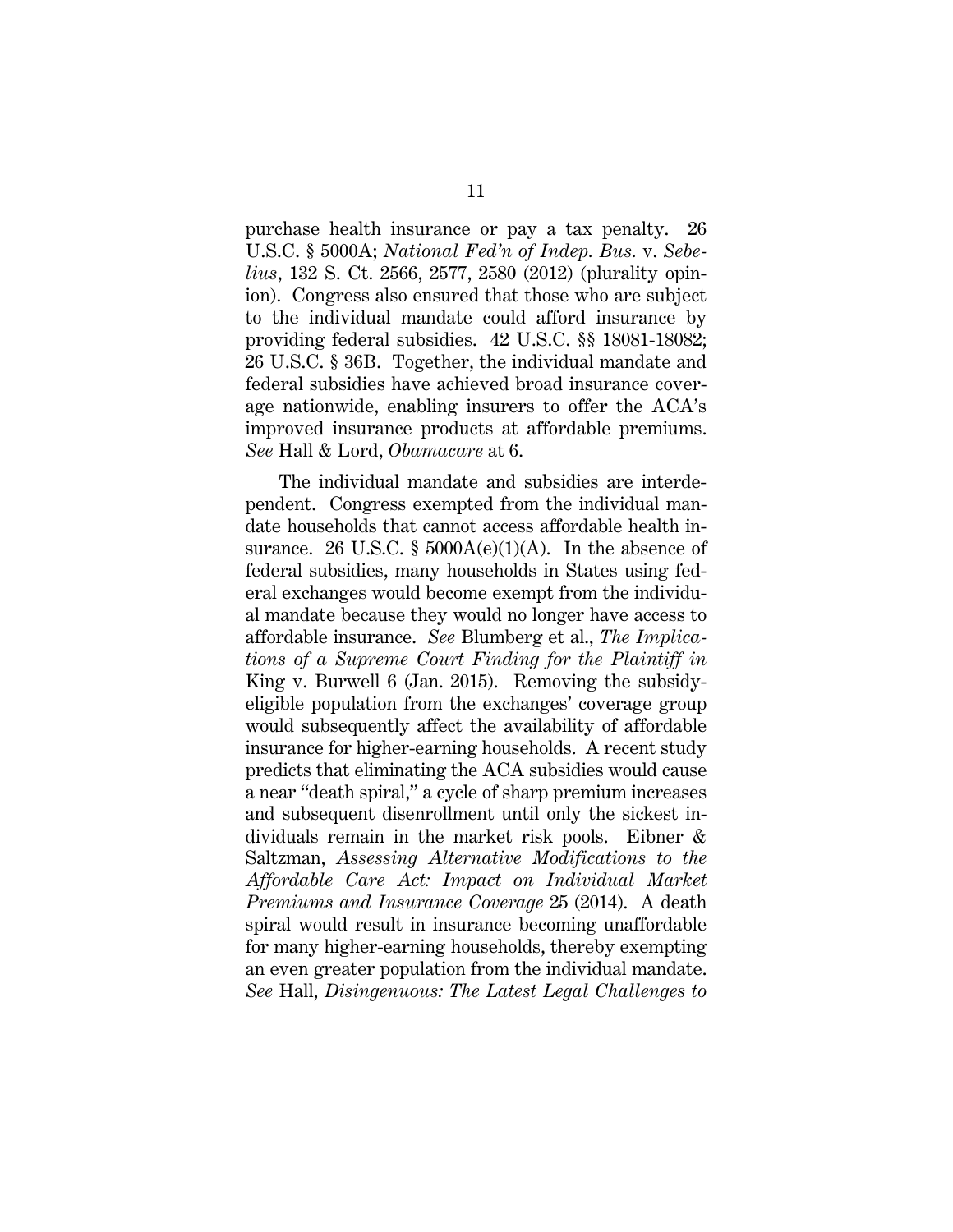purchase health insurance or pay a tax penalty. 26 U.S.C. § 5000A; *National Fed'n of Indep. Bus.* v. *Sebelius*, 132 S. Ct. 2566, 2577, 2580 (2012) (plurality opinion). Congress also ensured that those who are subject to the individual mandate could afford insurance by providing federal subsidies. 42 U.S.C. §§ 18081-18082; 26 U.S.C. § 36B. Together, the individual mandate and federal subsidies have achieved broad insurance coverage nationwide, enabling insurers to offer the ACA's improved insurance products at affordable premiums. *See* Hall & Lord, *Obamacare* at 6.

The individual mandate and subsidies are interdependent. Congress exempted from the individual mandate households that cannot access affordable health insurance. 26 U.S.C. § 5000A(e)(1)(A). In the absence of federal subsidies, many households in States using federal exchanges would become exempt from the individual mandate because they would no longer have access to affordable insurance. *See* Blumberg et al., *The Implications of a Supreme Court Finding for the Plaintiff in* King v. Burwell 6 (Jan. 2015). Removing the subsidy-eligible population from the exchanges' coverage group would subsequently affect the availability of affordable insurance for higher-earning households. A recent study predicts that eliminating the ACA subsidies would cause a near "death spiral," a cycle of sharp premium increases and subsequent disenrollment until only the sickest individuals remain in the market risk pools. Eibner & Saltzman, *Assessing Alternative Modifications to the Affordable Care Act: Impact on Individual Market Premiums and Insurance Coverage* 25 (2014). A death spiral would result in insurance becoming unaffordable for many higher-earning households, thereby exempting an even greater population from the individual mandate. *See* Hall, *Disingenuous: The Latest Legal Challenges to*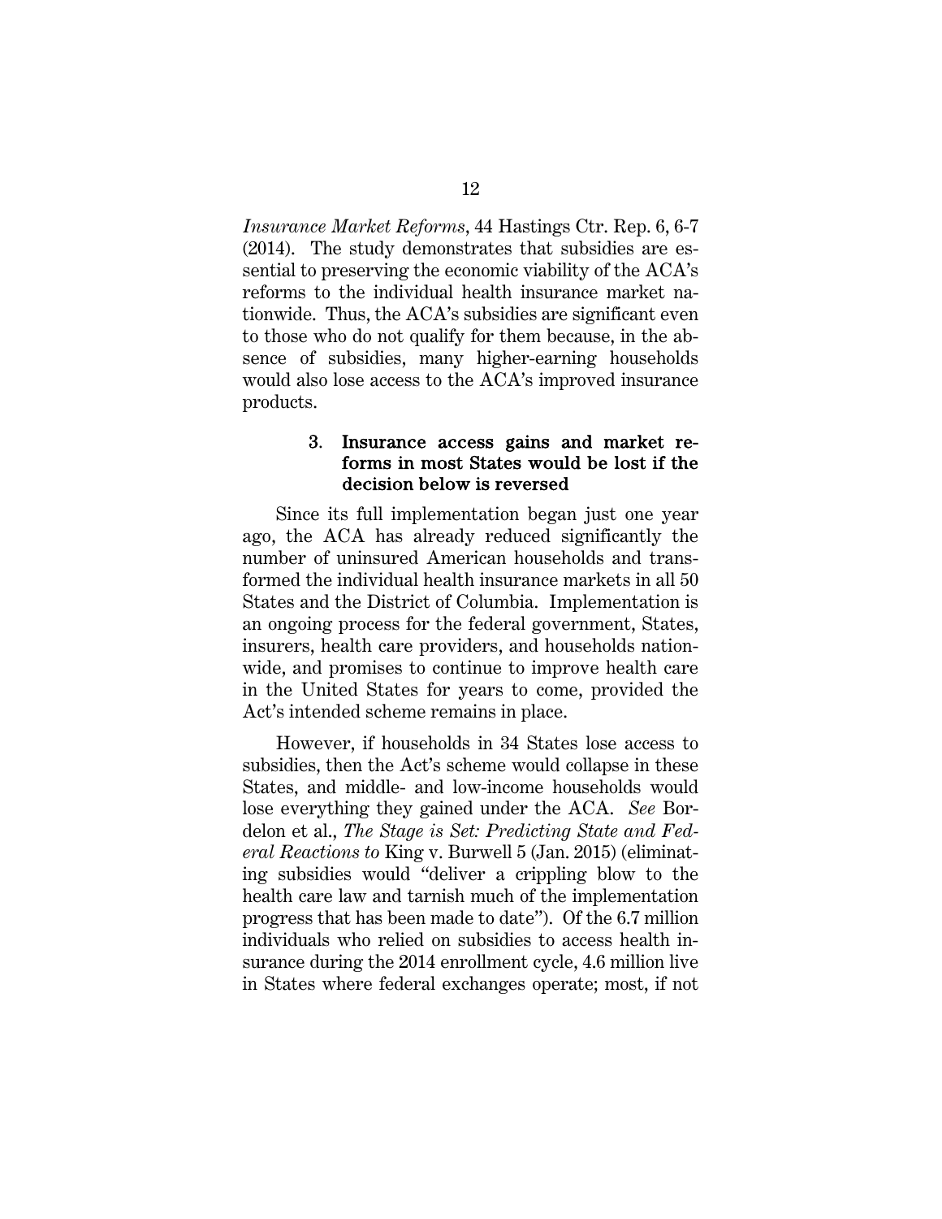*Insurance Market Reforms*, 44 Hastings Ctr. Rep. 6, 6-7 (2014). The study demonstrates that subsidies are essential to preserving the economic viability of the ACA's reforms to the individual health insurance market nationwide. Thus, the ACA's subsidies are significant even to those who do not qualify for them because, in the absence of subsidies, many higher-earning households would also lose access to the ACA's improved insurance products.

### 3. Insurance access gains and market reforms in most States would be lost if the decision below is reversed

Since its full implementation began just one year ago, the ACA has already reduced significantly the number of uninsured American households and transformed the individual health insurance markets in all 50 States and the District of Columbia. Implementation is an ongoing process for the federal government, States, insurers, health care providers, and households nationwide, and promises to continue to improve health care in the United States for years to come, provided the Act's intended scheme remains in place.

However, if households in 34 States lose access to subsidies, then the Act's scheme would collapse in these States, and middle- and low-income households would lose everything they gained under the ACA. *See* Bordelon et al., *The Stage is Set: Predicting State and Federal Reactions to* King v. Burwell 5 (Jan. 2015) (eliminating subsidies would "deliver a crippling blow to the health care law and tarnish much of the implementation progress that has been made to date"). Of the 6.7 million individuals who relied on subsidies to access health insurance during the 2014 enrollment cycle, 4.6 million live in States where federal exchanges operate; most, if not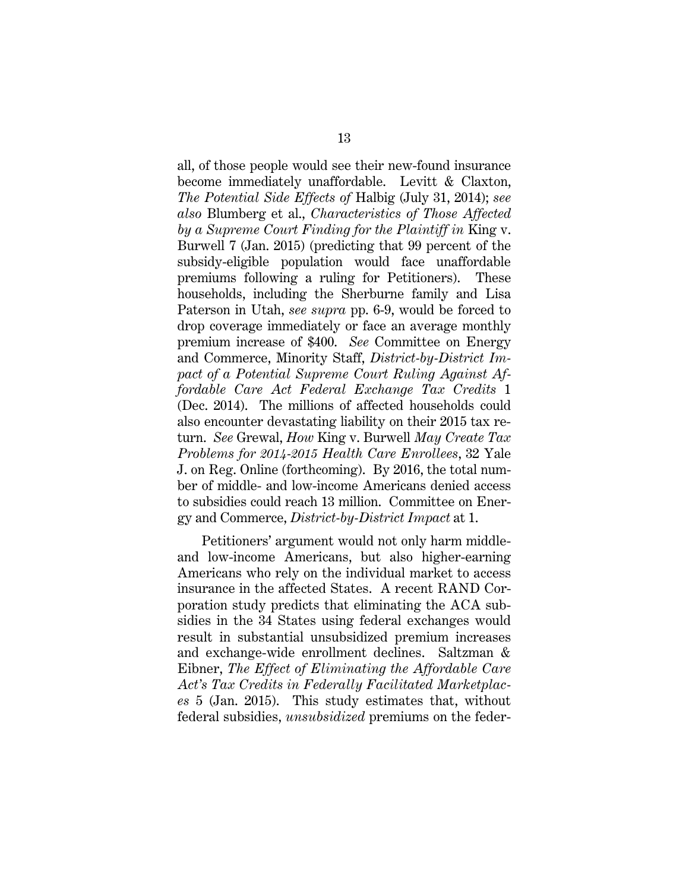all, of those people would see their new-found insurance become immediately unaffordable. Levitt & Claxton, *The Potential Side Effects of* Halbig (July 31, 2014); *see also* Blumberg et al., *Characteristics of Those Affected by a Supreme Court Finding for the Plaintiff in* King v. Burwell 7 (Jan. 2015) (predicting that 99 percent of the subsidy-eligible population would face unaffordable premiums following a ruling for Petitioners). These households, including the Sherburne family and Lisa Paterson in Utah, *see supra* pp. 6-9, would be forced to drop coverage immediately or face an average monthly premium increase of $400. *See* Committee on Energy and Commerce, Minority Staff, *District-by-District Impact of a Potential Supreme Court Ruling Against Affordable Care Act Federal Exchange Tax Credits* 1 (Dec. 2014). The millions of affected households could also encounter devastating liability on their 2015 tax return. *See* Grewal, *How* King v. Burwell *May Create Tax Problems for 2014-2015 Health Care Enrollees*, 32 Yale J. on Reg. Online (forthcoming). By 2016, the total number of middle- and low-income Americans denied access to subsidies could reach 13 million. Committee on Energy and Commerce, *District-by-District Impact* at 1.

Petitioners' argument would not only harm middle- and low-income Americans, but also higher-earning Americans who rely on the individual market to access insurance in the affected States. A recent RAND Corporation study predicts that eliminating the ACA subsidies in the 34 States using federal exchanges would result in substantial unsubsidized premium increases and exchange-wide enrollment declines. Saltzman & Eibner, *The Effect of Eliminating the Affordable Care Act's Tax Credits in Federally Facilitated Marketplaces* 5 (Jan. 2015). This study estimates that, without federal subsidies, *unsubsidized* premiums on the feder-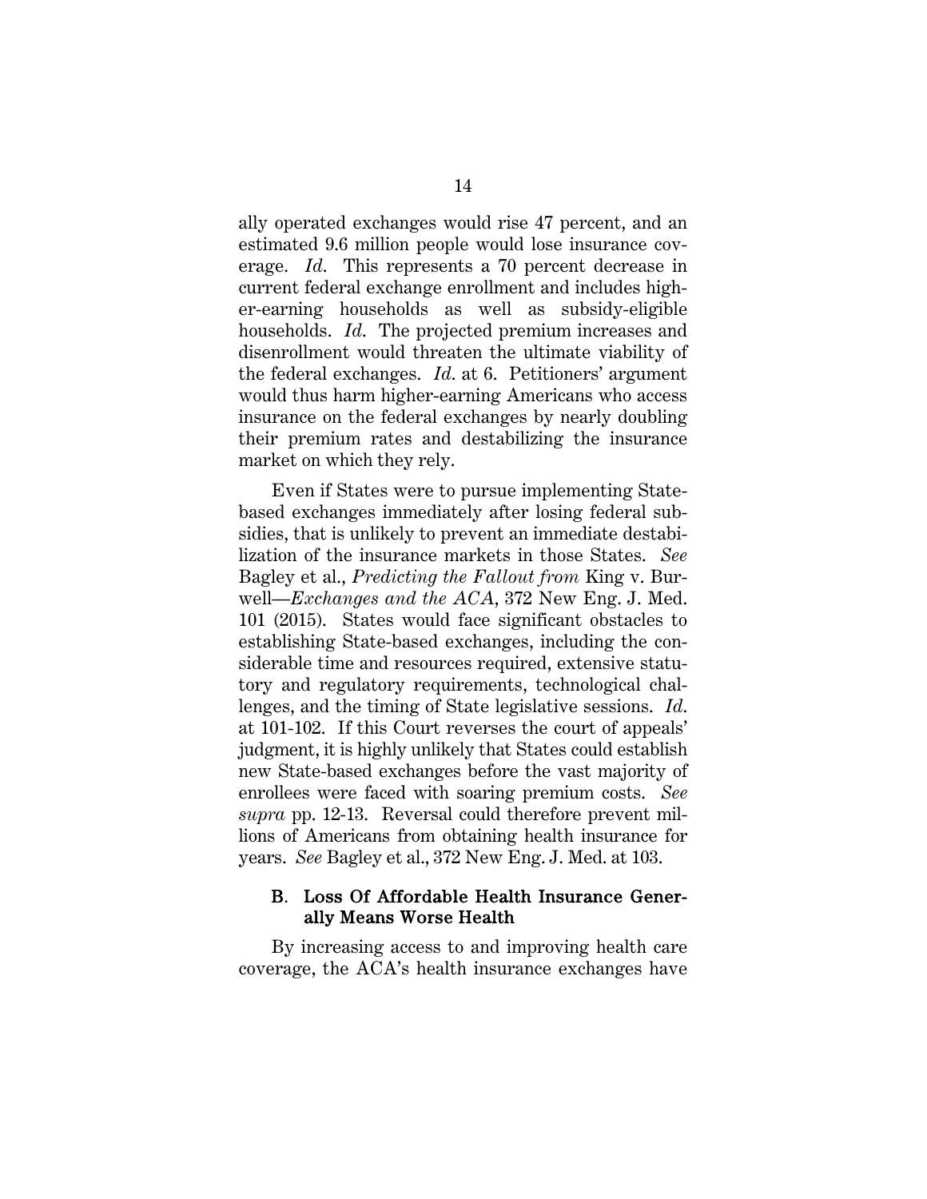ally operated exchanges would rise 47 percent, and an estimated 9.6 million people would lose insurance coverage. *Id.* This represents a 70 percent decrease in current federal exchange enrollment and includes higher-earning households as well as subsidy-eligible households. *Id.* The projected premium increases and disenrollment would threaten the ultimate viability of the federal exchanges. *Id.* at 6. Petitioners' argument would thus harm higher-earning Americans who access insurance on the federal exchanges by nearly doubling their premium rates and destabilizing the insurance market on which they rely.

Even if States were to pursue implementing State-based exchanges immediately after losing federal subsidies, that is unlikely to prevent an immediate destabilization of the insurance markets in those States. *See* Bagley et al., *Predicting the Fallout from* King v. Burwell—*Exchanges and the ACA*, 372 New Eng. J. Med. 101 (2015). States would face significant obstacles to establishing State-based exchanges, including the considerable time and resources required, extensive statutory and regulatory requirements, technological challenges, and the timing of State legislative sessions. *Id.* at 101-102. If this Court reverses the court of appeals' judgment, it is highly unlikely that States could establish new State-based exchanges before the vast majority of enrollees were faced with soaring premium costs. *See supra* pp. 12-13. Reversal could therefore prevent millions of Americans from obtaining health insurance for years. *See* Bagley et al., 372 New Eng. J. Med. at 103.

### B. Loss Of Affordable Health Insurance Generally Means Worse Health

By increasing access to and improving health care coverage, the ACA's health insurance exchanges have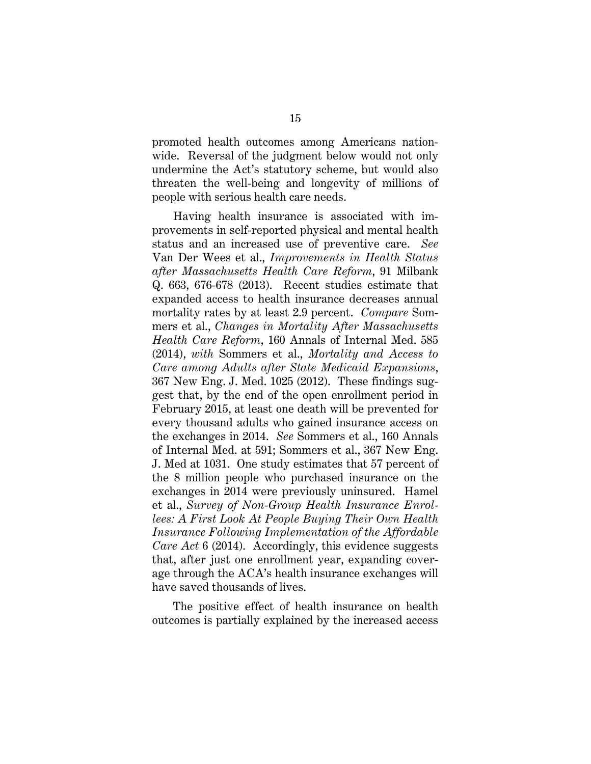promoted health outcomes among Americans nationwide. Reversal of the judgment below would not only undermine the Act's statutory scheme, but would also threaten the well-being and longevity of millions of people with serious health care needs.

Having health insurance is associated with improvements in self-reported physical and mental health status and an increased use of preventive care. *See* Van Der Wees et al., *Improvements in Health Status after Massachusetts Health Care Reform*, 91 Milbank Q. 663, 676-678 (2013). Recent studies estimate that expanded access to health insurance decreases annual mortality rates by at least 2.9 percent. *Compare* Sommers et al., *Changes in Mortality After Massachusetts Health Care Reform*, 160 Annals of Internal Med. 585 (2014), *with* Sommers et al., *Mortality and Access to Care among Adults after State Medicaid Expansions*, 367 New Eng. J. Med. 1025 (2012). These findings suggest that, by the end of the open enrollment period in February 2015, at least one death will be prevented for every thousand adults who gained insurance access on the exchanges in 2014. *See* Sommers et al., 160 Annals of Internal Med. at 591; Sommers et al., 367 New Eng. J. Med at 1031. One study estimates that 57 percent of the 8 million people who purchased insurance on the exchanges in 2014 were previously uninsured. Hamel et al., *Survey of Non-Group Health Insurance Enrollees: A First Look At People Buying Their Own Health Insurance Following Implementation of the Affordable Care Act* 6 (2014). Accordingly, this evidence suggests that, after just one enrollment year, expanding coverage through the ACA's health insurance exchanges will have saved thousands of lives.

The positive effect of health insurance on health outcomes is partially explained by the increased access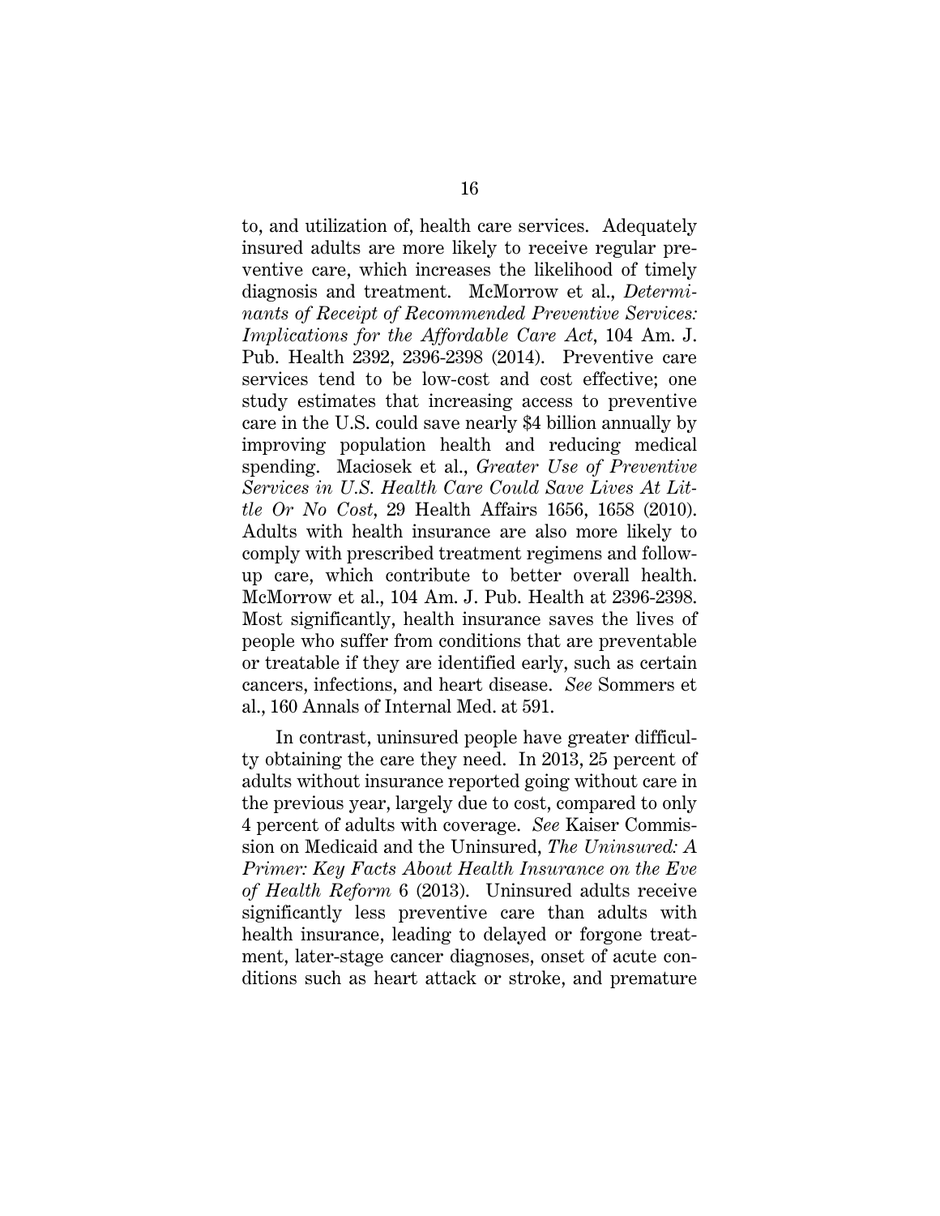to, and utilization of, health care services. Adequately insured adults are more likely to receive regular preventive care, which increases the likelihood of timely diagnosis and treatment. McMorrow et al., *Determinants of Receipt of Recommended Preventive Services: Implications for the Affordable Care Act*, 104 Am. J. Pub. Health 2392, 2396-2398 (2014). Preventive care services tend to be low-cost and cost effective; one study estimates that increasing access to preventive care in the U.S. could save nearly $4 billion annually by improving population health and reducing medical spending. Maciosek et al., *Greater Use of Preventive Services in U.S. Health Care Could Save Lives At Little Or No Cost*, 29 Health Affairs 1656, 1658 (2010). Adults with health insurance are also more likely to comply with prescribed treatment regimens and follow-up care, which contribute to better overall health. McMorrow et al., 104 Am. J. Pub. Health at 2396-2398. Most significantly, health insurance saves the lives of people who suffer from conditions that are preventable or treatable if they are identified early, such as certain cancers, infections, and heart disease. *See* Sommers et al., 160 Annals of Internal Med. at 591.

In contrast, uninsured people have greater difficulty obtaining the care they need. In 2013, 25 percent of adults without insurance reported going without care in the previous year, largely due to cost, compared to only 4 percent of adults with coverage. *See* Kaiser Commission on Medicaid and the Uninsured, *The Uninsured: A Primer: Key Facts About Health Insurance on the Eve of Health Reform* 6 (2013). Uninsured adults receive significantly less preventive care than adults with health insurance, leading to delayed or forgone treatment, later-stage cancer diagnoses, onset of acute conditions such as heart attack or stroke, and premature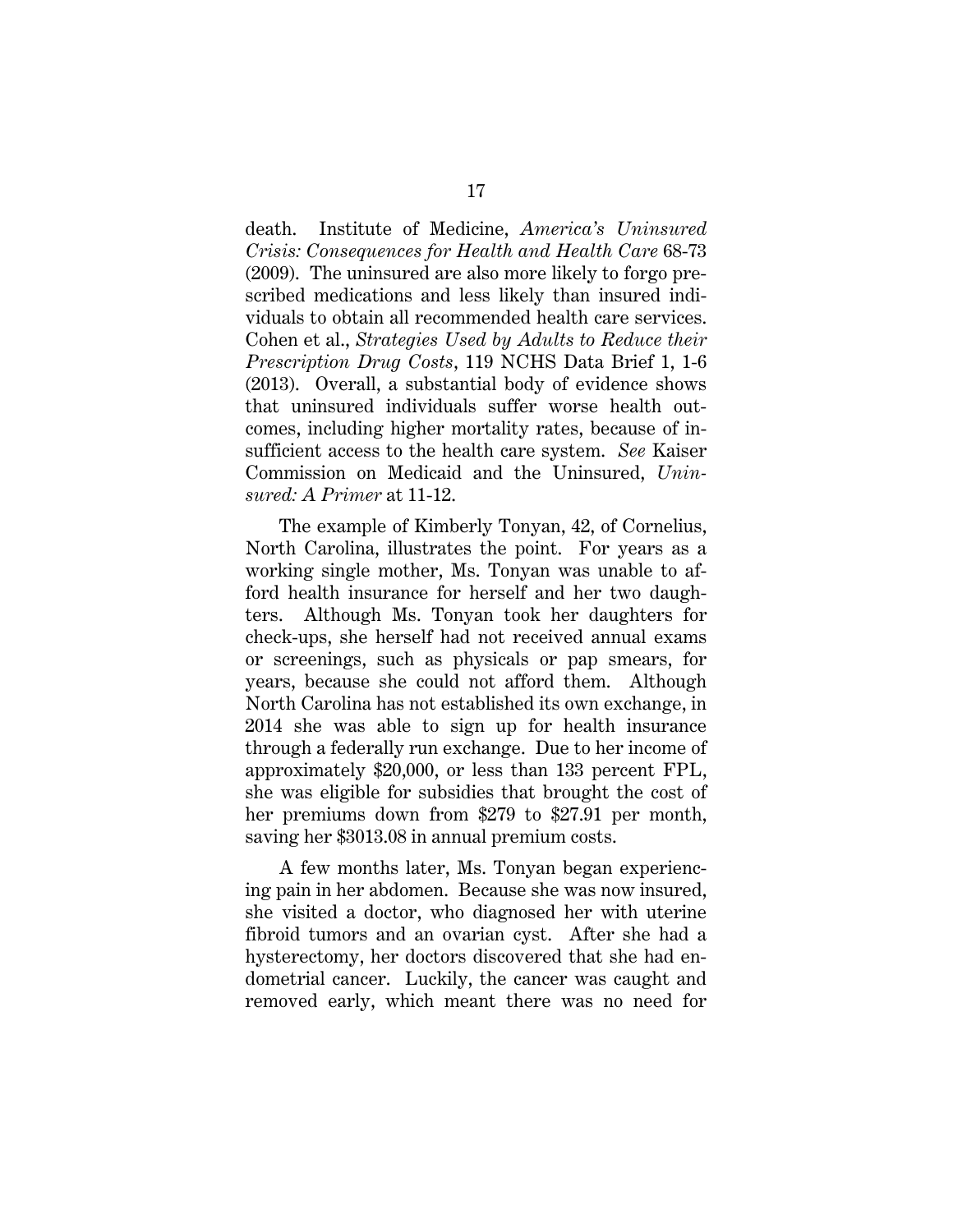death. Institute of Medicine, *America's Uninsured Crisis: Consequences for Health and Health Care* 68-73 (2009). The uninsured are also more likely to forgo prescribed medications and less likely than insured individuals to obtain all recommended health care services. Cohen et al., *Strategies Used by Adults to Reduce their Prescription Drug Costs*, 119 NCHS Data Brief 1, 1-6 (2013). Overall, a substantial body of evidence shows that uninsured individuals suffer worse health outcomes, including higher mortality rates, because of insufficient access to the health care system. *See* Kaiser Commission on Medicaid and the Uninsured, *Uninsured: A Primer* at 11-12.

The example of Kimberly Tonyan, 42, of Cornelius, North Carolina, illustrates the point. For years as a working single mother, Ms. Tonyan was unable to afford health insurance for herself and her two daughters. Although Ms. Tonyan took her daughters for check-ups, she herself had not received annual exams or screenings, such as physicals or pap smears, for years, because she could not afford them. Although North Carolina has not established its own exchange, in 2014 she was able to sign up for health insurance through a federally run exchange. Due to her income of approximately $20,000, or less than 133 percent FPL, she was eligible for subsidies that brought the cost of her premiums down from $279 to $27.91 per month, saving her $3013.08 in annual premium costs.

A few months later, Ms. Tonyan began experiencing pain in her abdomen. Because she was now insured, she visited a doctor, who diagnosed her with uterine fibroid tumors and an ovarian cyst. After she had a hysterectomy, her doctors discovered that she had endometrial cancer. Luckily, the cancer was caught and removed early, which meant there was no need for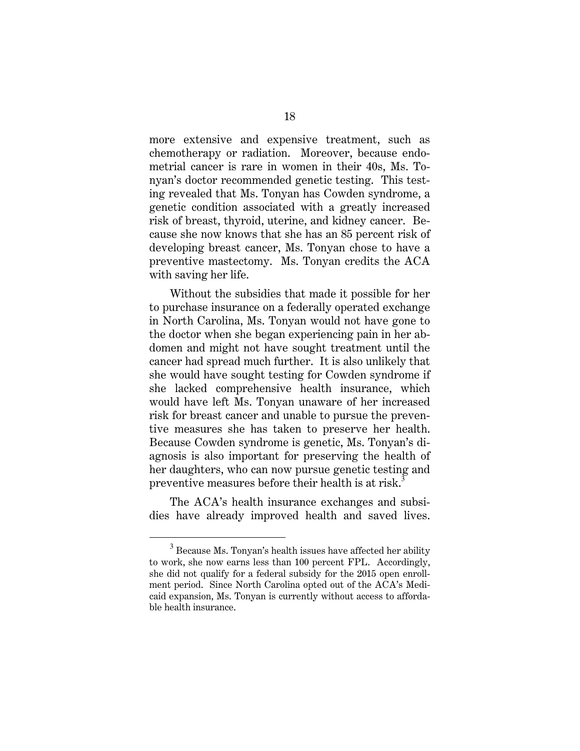more extensive and expensive treatment, such as chemotherapy or radiation. Moreover, because endometrial cancer is rare in women in their 40s, Ms. Tonyan's doctor recommended genetic testing. This testing revealed that Ms. Tonyan has Cowden syndrome, a genetic condition associated with a greatly increased risk of breast, thyroid, uterine, and kidney cancer. Because she now knows that she has an 85 percent risk of developing breast cancer, Ms. Tonyan chose to have a preventive mastectomy. Ms. Tonyan credits the ACA with saving her life.

Without the subsidies that made it possible for her to purchase insurance on a federally operated exchange in North Carolina, Ms. Tonyan would not have gone to the doctor when she began experiencing pain in her abdomen and might not have sought treatment until the cancer had spread much further. It is also unlikely that she would have sought testing for Cowden syndrome if she lacked comprehensive health insurance, which would have left Ms. Tonyan unaware of her increased risk for breast cancer and unable to pursue the preventive measures she has taken to preserve her health. Because Cowden syndrome is genetic, Ms. Tonyan's diagnosis is also important for preserving the health of her daughters, who can now pursue genetic testing and preventive measures before their health is at risk.[3]

The ACA's health insurance exchanges and subsidies have already improved health and saved lives.

[3] Because Ms. Tonyan's health issues have affected her ability to work, she now earns less than 100 percent FPL. Accordingly, she did not qualify for a federal subsidy for the 2015 open enrollment period. Since North Carolina opted out of the ACA's Medicaid expansion, Ms. Tonyan is currently without access to affordable health insurance.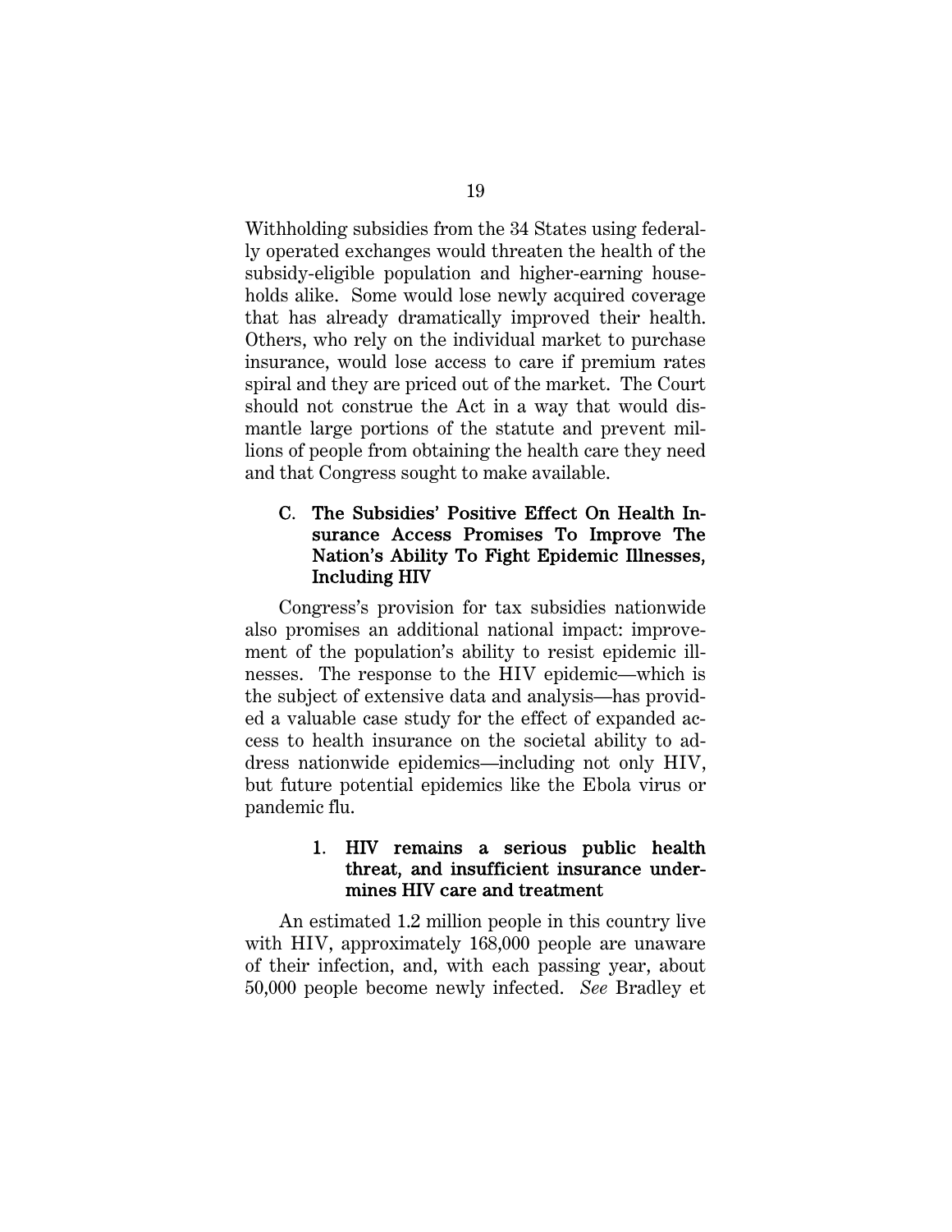Withholding subsidies from the 34 States using federally operated exchanges would threaten the health of the subsidy-eligible population and higher-earning households alike. Some would lose newly acquired coverage that has already dramatically improved their health. Others, who rely on the individual market to purchase insurance, would lose access to care if premium rates spiral and they are priced out of the market. The Court should not construe the Act in a way that would dismantle large portions of the statute and prevent millions of people from obtaining the health care they need and that Congress sought to make available.

### C. The Subsidies' Positive Effect On Health Insurance Access Promises To Improve The Nation's Ability To Fight Epidemic Illnesses, Including HIV

Congress's provision for tax subsidies nationwide also promises an additional national impact: improvement of the population's ability to resist epidemic illnesses. The response to the HIV epidemic—which is the subject of extensive data and analysis—has provided a valuable case study for the effect of expanded access to health insurance on the societal ability to address nationwide epidemics—including not only HIV, but future potential epidemics like the Ebola virus or pandemic flu.

#### 1. HIV remains a serious public health threat, and insufficient insurance undermines HIV care and treatment

An estimated 1.2 million people in this country live with HIV, approximately 168,000 people are unaware of their infection, and, with each passing year, about 50,000 people become newly infected. *See* Bradley et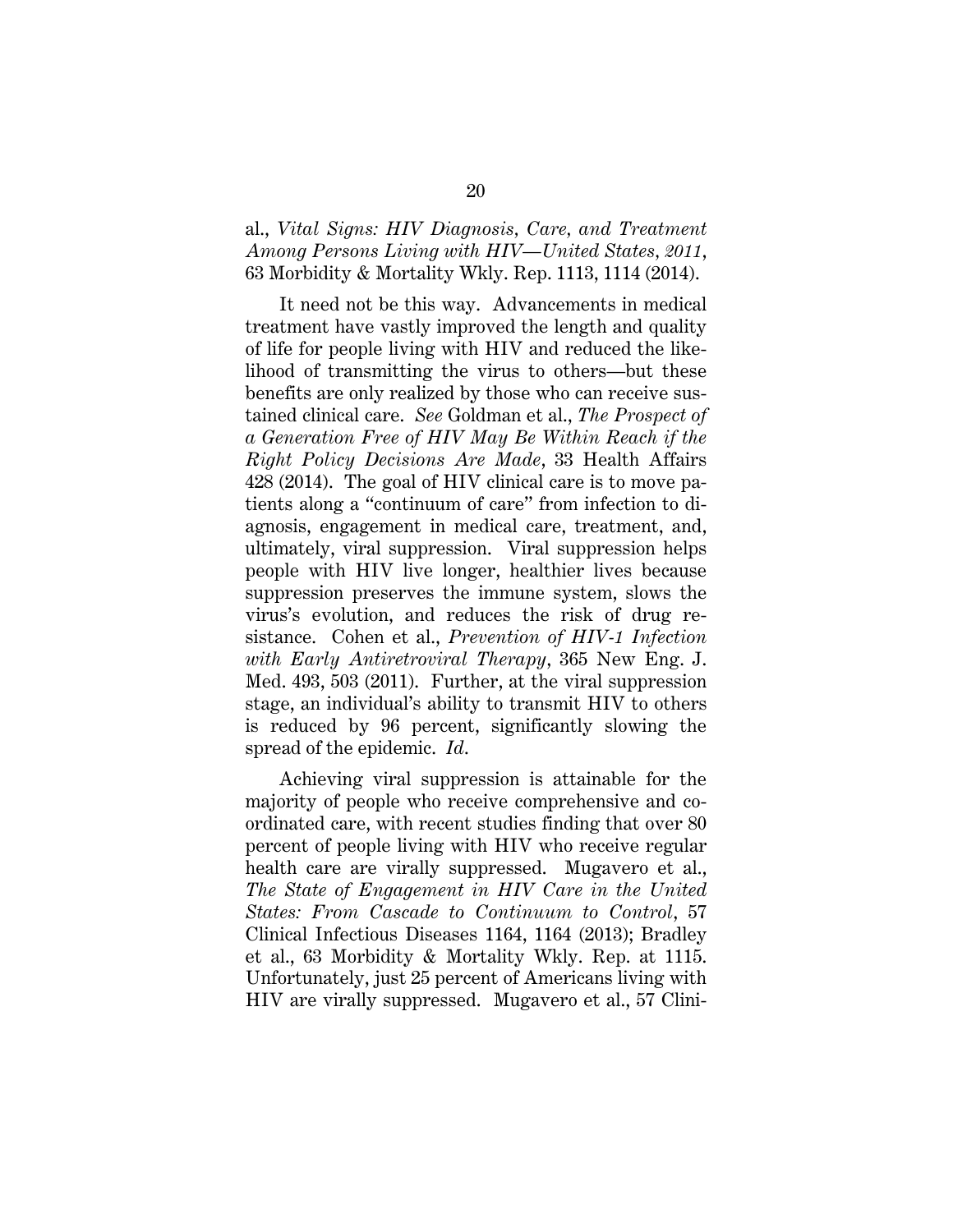al., *Vital Signs: HIV Diagnosis, Care, and Treatment Among Persons Living with HIV—United States, 2011*, 63 Morbidity & Mortality Wkly. Rep. 1113, 1114 (2014).

It need not be this way. Advancements in medical treatment have vastly improved the length and quality of life for people living with HIV and reduced the likelihood of transmitting the virus to others—but these benefits are only realized by those who can receive sustained clinical care. *See* Goldman et al., *The Prospect of a Generation Free of HIV May Be Within Reach if the Right Policy Decisions Are Made*, 33 Health Affairs 428 (2014). The goal of HIV clinical care is to move patients along a "continuum of care" from infection to diagnosis, engagement in medical care, treatment, and, ultimately, viral suppression. Viral suppression helps people with HIV live longer, healthier lives because suppression preserves the immune system, slows the virus's evolution, and reduces the risk of drug resistance. Cohen et al., *Prevention of HIV-1 Infection with Early Antiretroviral Therapy*, 365 New Eng. J. Med. 493, 503 (2011). Further, at the viral suppression stage, an individual's ability to transmit HIV to others is reduced by 96 percent, significantly slowing the spread of the epidemic. *Id*.

Achieving viral suppression is attainable for the majority of people who receive comprehensive and coordinated care, with recent studies finding that over 80 percent of people living with HIV who receive regular health care are virally suppressed. Mugavero et al., *The State of Engagement in HIV Care in the United States: From Cascade to Continuum to Control*, 57 Clinical Infectious Diseases 1164, 1164 (2013); Bradley et al., 63 Morbidity & Mortality Wkly. Rep. at 1115. Unfortunately, just 25 percent of Americans living with HIV are virally suppressed. Mugavero et al., 57 Clini-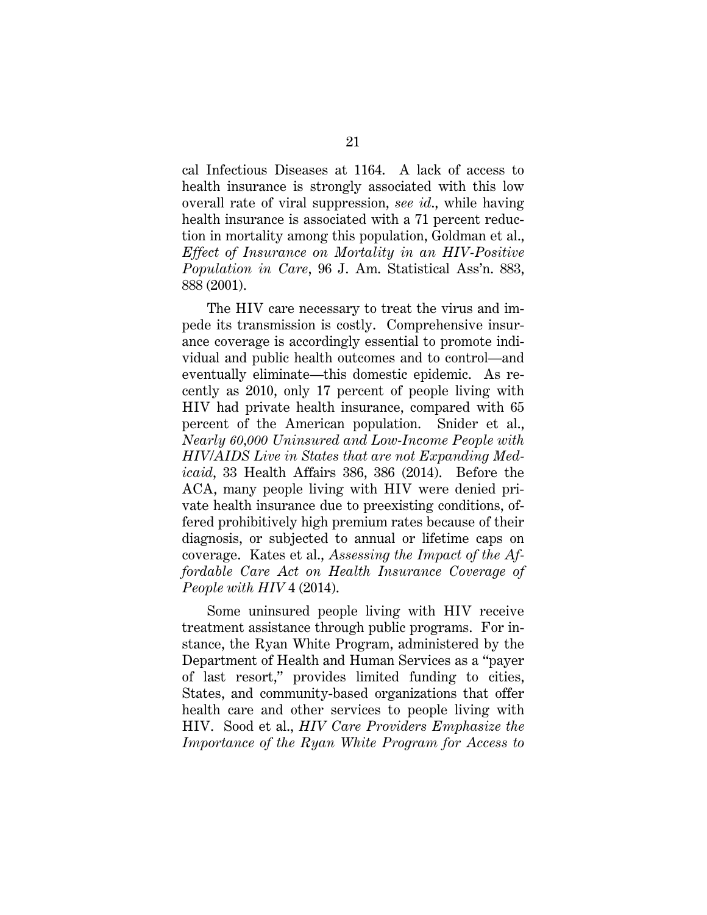cal Infectious Diseases at 1164. A lack of access to health insurance is strongly associated with this low overall rate of viral suppression, *see id.*, while having health insurance is associated with a 71 percent reduction in mortality among this population, Goldman et al., *Effect of Insurance on Mortality in an HIV-Positive Population in Care*, 96 J. Am. Statistical Ass'n. 883, 888 (2001).

The HIV care necessary to treat the virus and impede its transmission is costly. Comprehensive insurance coverage is accordingly essential to promote individual and public health outcomes and to control—and eventually eliminate—this domestic epidemic. As recently as 2010, only 17 percent of people living with HIV had private health insurance, compared with 65 percent of the American population. Snider et al., *Nearly 60,000 Uninsured and Low-Income People with HIV/AIDS Live in States that are not Expanding Medicaid*, 33 Health Affairs 386, 386 (2014). Before the ACA, many people living with HIV were denied private health insurance due to preexisting conditions, offered prohibitively high premium rates because of their diagnosis, or subjected to annual or lifetime caps on coverage. Kates et al., *Assessing the Impact of the Affordable Care Act on Health Insurance Coverage of People with HIV* 4 (2014).

Some uninsured people living with HIV receive treatment assistance through public programs. For instance, the Ryan White Program, administered by the Department of Health and Human Services as a "payer of last resort," provides limited funding to cities, States, and community-based organizations that offer health care and other services to people living with HIV. Sood et al., *HIV Care Providers Emphasize the Importance of the Ryan White Program for Access to*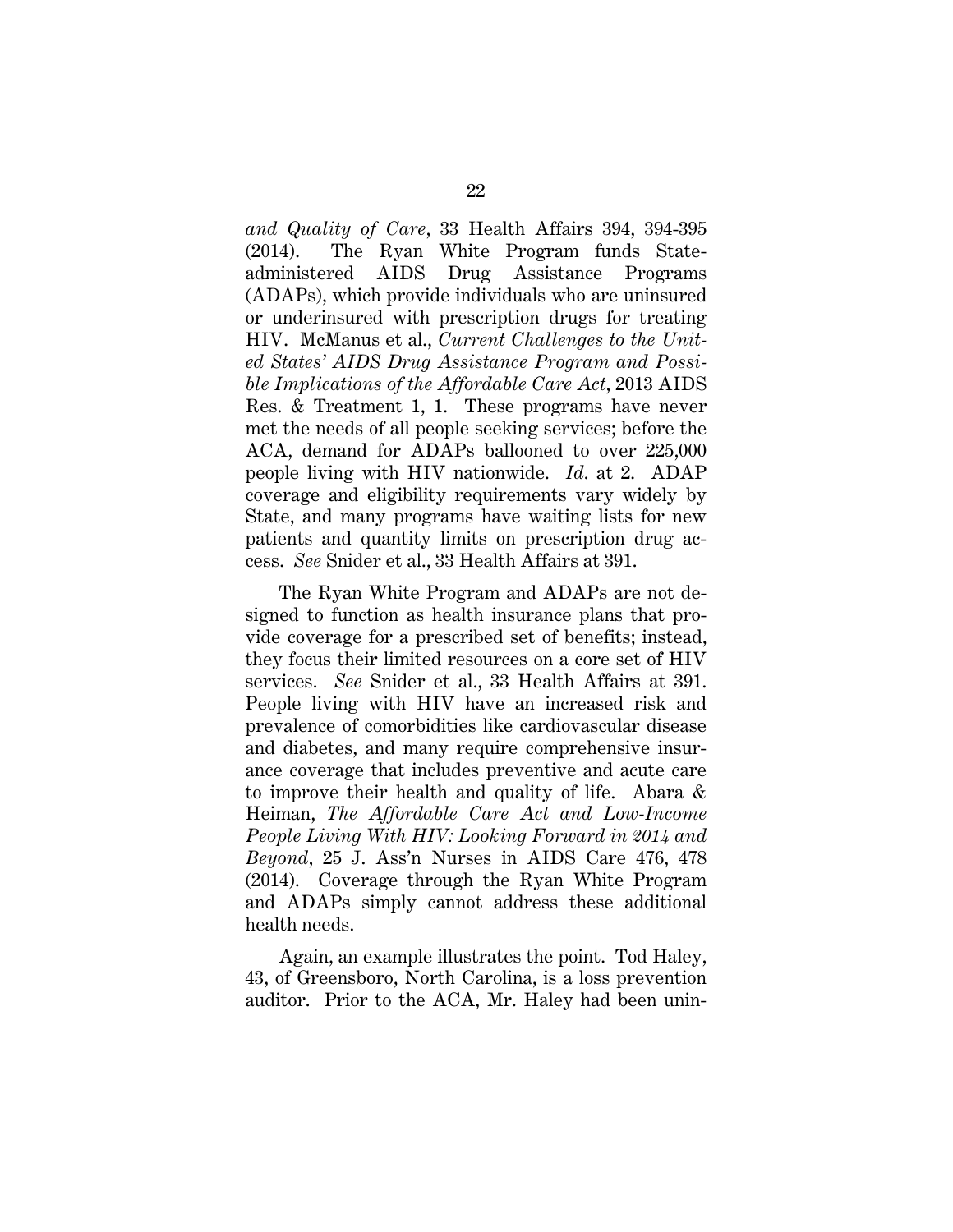*and Quality of Care*, 33 Health Affairs 394, 394-395 (2014). The Ryan White Program funds State-administered AIDS Drug Assistance Programs (ADAPs), which provide individuals who are uninsured or underinsured with prescription drugs for treating HIV. McManus et al., *Current Challenges to the United States' AIDS Drug Assistance Program and Possible Implications of the Affordable Care Act*, 2013 AIDS Res. & Treatment 1, 1. These programs have never met the needs of all people seeking services; before the ACA, demand for ADAPs ballooned to over 225,000 people living with HIV nationwide. *Id.* at 2. ADAP coverage and eligibility requirements vary widely by State, and many programs have waiting lists for new patients and quantity limits on prescription drug access. *See* Snider et al., 33 Health Affairs at 391.

The Ryan White Program and ADAPs are not designed to function as health insurance plans that provide coverage for a prescribed set of benefits; instead, they focus their limited resources on a core set of HIV services. *See* Snider et al., 33 Health Affairs at 391. People living with HIV have an increased risk and prevalence of comorbidities like cardiovascular disease and diabetes, and many require comprehensive insurance coverage that includes preventive and acute care to improve their health and quality of life. Abara & Heiman, *The Affordable Care Act and Low-Income People Living With HIV: Looking Forward in 2014 and Beyond*, 25 J. Ass'n Nurses in AIDS Care 476, 478 (2014). Coverage through the Ryan White Program and ADAPs simply cannot address these additional health needs.

Again, an example illustrates the point. Tod Haley, 43, of Greensboro, North Carolina, is a loss prevention auditor. Prior to the ACA, Mr. Haley had been unin-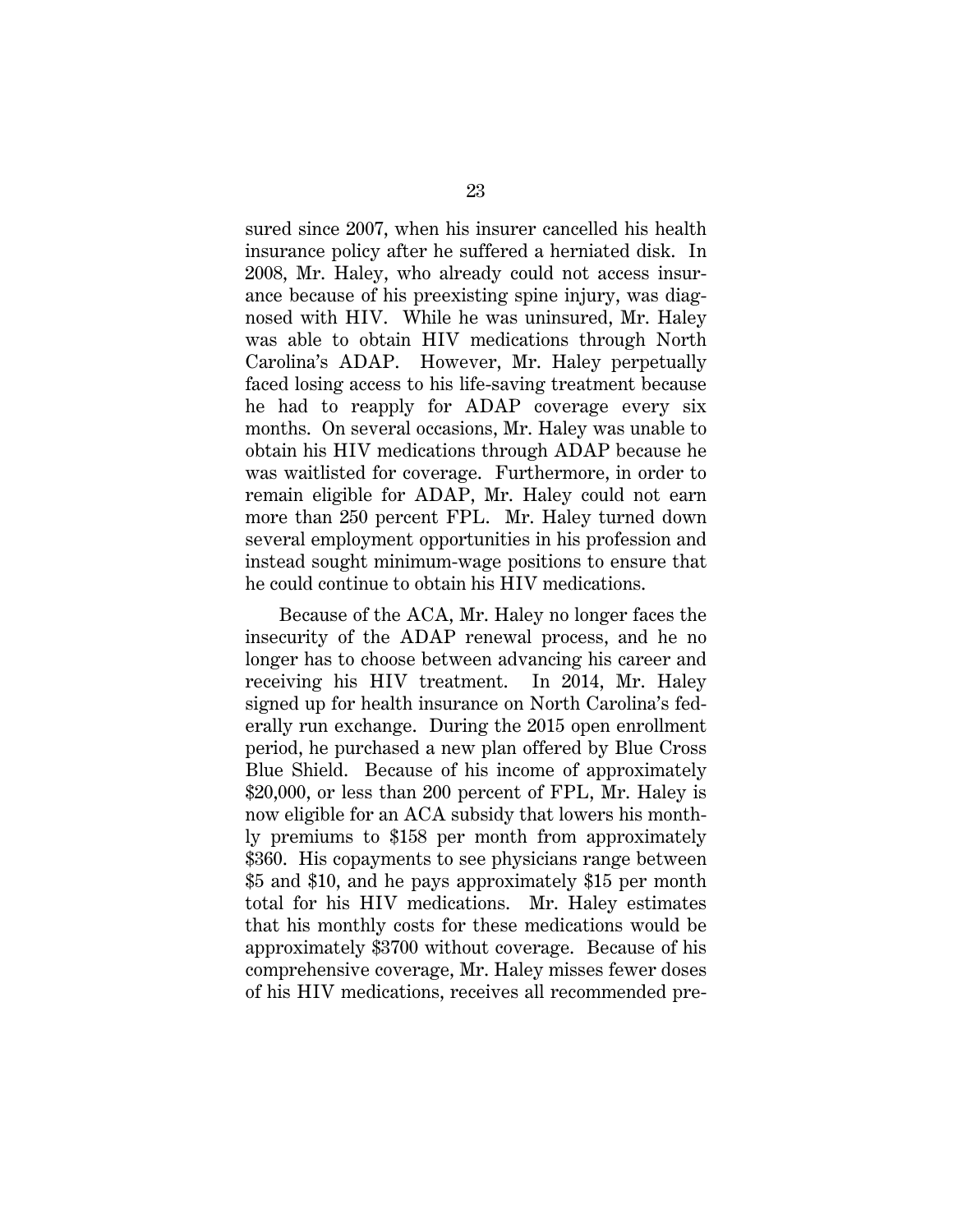sured since 2007, when his insurer cancelled his health insurance policy after he suffered a herniated disk. In 2008, Mr. Haley, who already could not access insurance because of his preexisting spine injury, was diagnosed with HIV. While he was uninsured, Mr. Haley was able to obtain HIV medications through North Carolina's ADAP. However, Mr. Haley perpetually faced losing access to his life-saving treatment because he had to reapply for ADAP coverage every six months. On several occasions, Mr. Haley was unable to obtain his HIV medications through ADAP because he was waitlisted for coverage. Furthermore, in order to remain eligible for ADAP, Mr. Haley could not earn more than 250 percent FPL. Mr. Haley turned down several employment opportunities in his profession and instead sought minimum-wage positions to ensure that he could continue to obtain his HIV medications.

Because of the ACA, Mr. Haley no longer faces the insecurity of the ADAP renewal process, and he no longer has to choose between advancing his career and receiving his HIV treatment. In 2014, Mr. Haley signed up for health insurance on North Carolina's federally run exchange. During the 2015 open enrollment period, he purchased a new plan offered by Blue Cross Blue Shield. Because of his income of approximately $20,000, or less than 200 percent of FPL, Mr. Haley is now eligible for an ACA subsidy that lowers his monthly premiums to $158 per month from approximately $360. His copayments to see physicians range between $5 and $10, and he pays approximately $15 per month total for his HIV medications. Mr. Haley estimates that his monthly costs for these medications would be approximately $3700 without coverage. Because of his comprehensive coverage, Mr. Haley misses fewer doses of his HIV medications, receives all recommended pre-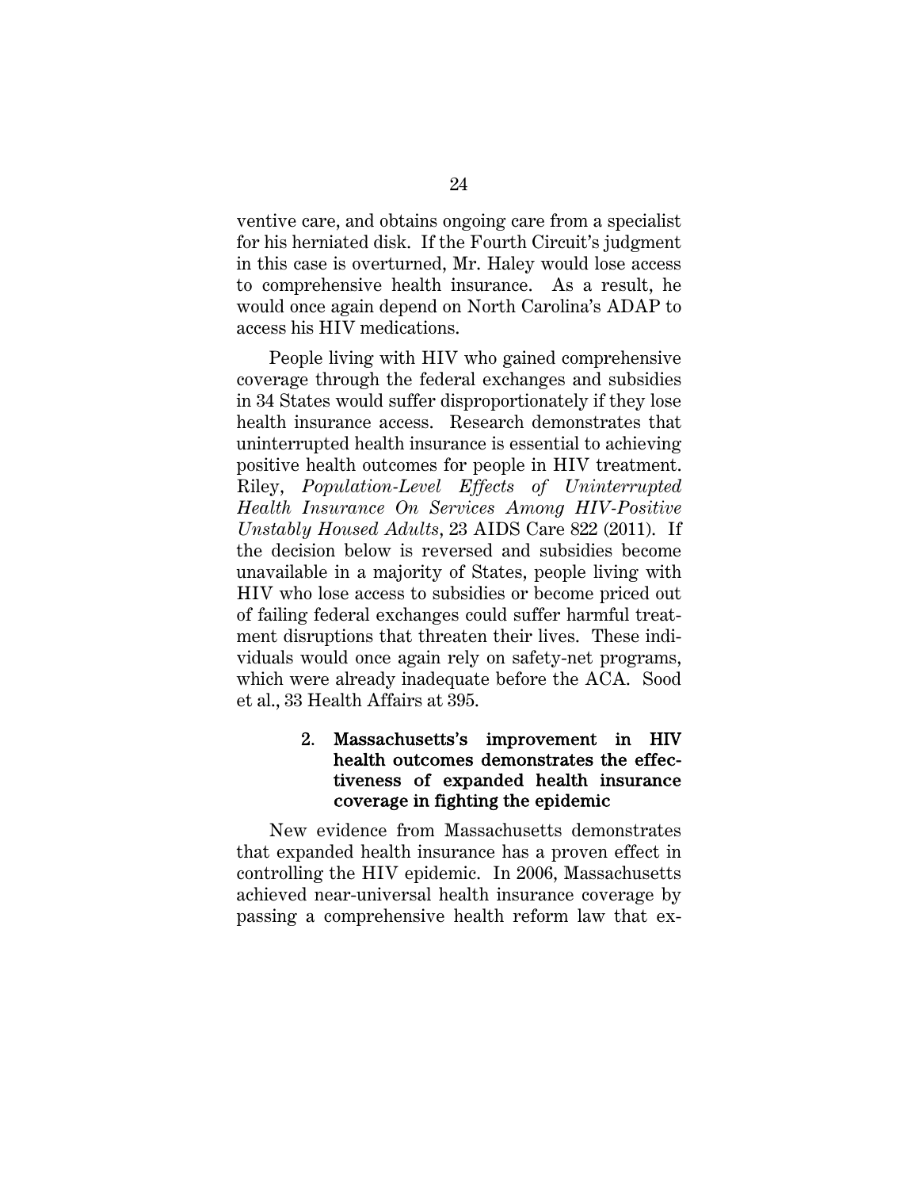ventive care, and obtains ongoing care from a specialist for his herniated disk. If the Fourth Circuit's judgment in this case is overturned, Mr. Haley would lose access to comprehensive health insurance. As a result, he would once again depend on North Carolina's ADAP to access his HIV medications.

People living with HIV who gained comprehensive coverage through the federal exchanges and subsidies in 34 States would suffer disproportionately if they lose health insurance access. Research demonstrates that uninterrupted health insurance is essential to achieving positive health outcomes for people in HIV treatment. Riley, *Population-Level Effects of Uninterrupted Health Insurance On Services Among HIV-Positive Unstably Housed Adults*, 23 AIDS Care 822 (2011). If the decision below is reversed and subsidies become unavailable in a majority of States, people living with HIV who lose access to subsidies or become priced out of failing federal exchanges could suffer harmful treatment disruptions that threaten their lives. These individuals would once again rely on safety-net programs, which were already inadequate before the ACA. Sood et al., 33 Health Affairs at 395.

### 2. Massachusetts's improvement in HIV health outcomes demonstrates the effectiveness of expanded health insurance coverage in fighting the epidemic

New evidence from Massachusetts demonstrates that expanded health insurance has a proven effect in controlling the HIV epidemic. In 2006, Massachusetts achieved near-universal health insurance coverage by passing a comprehensive health reform law that ex-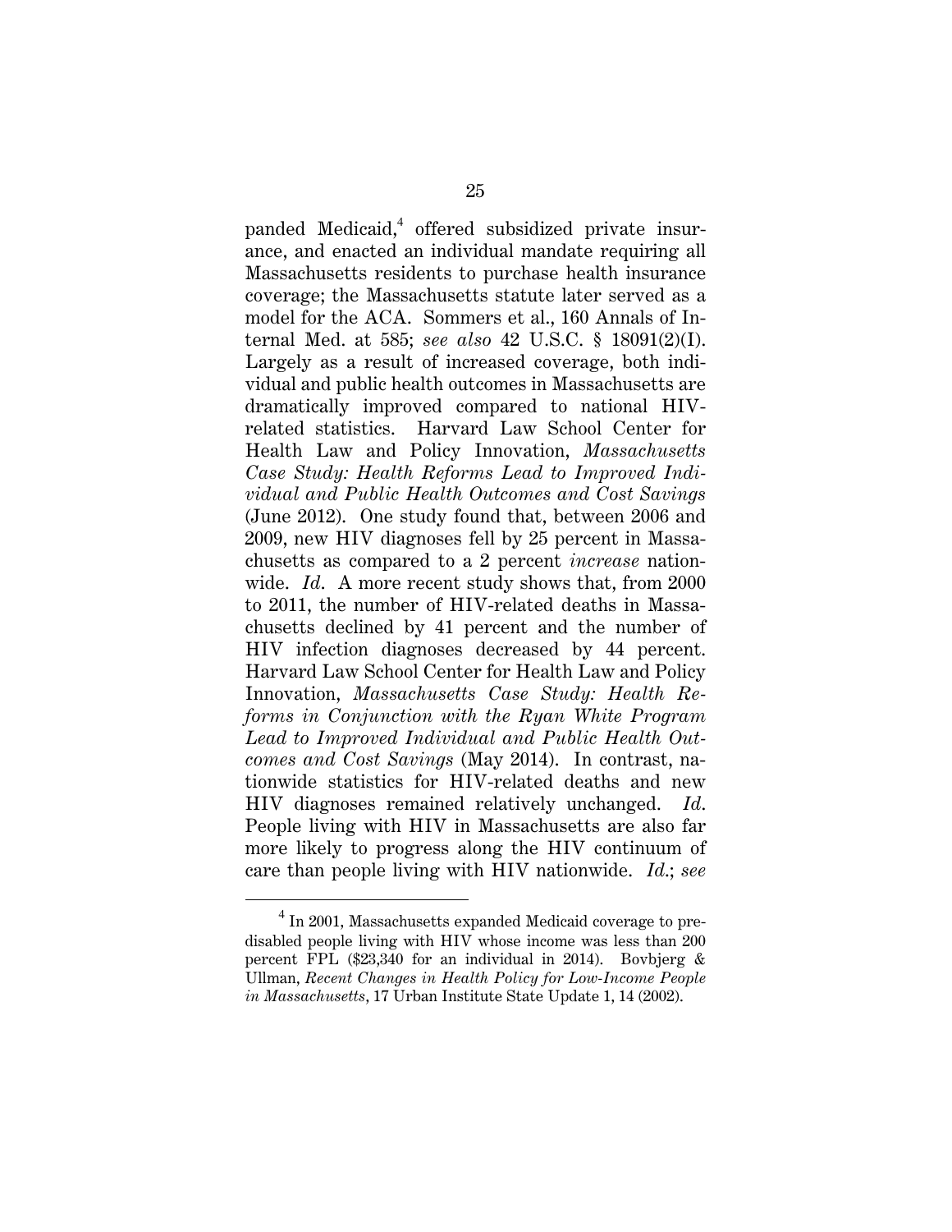panded Medicaid,[4] offered subsidized private insurance, and enacted an individual mandate requiring all Massachusetts residents to purchase health insurance coverage; the Massachusetts statute later served as a model for the ACA. Sommers et al., 160 Annals of Internal Med. at 585; *see also* 42 U.S.C. § 18091(2)(I). Largely as a result of increased coverage, both individual and public health outcomes in Massachusetts are dramatically improved compared to national HIV-related statistics. Harvard Law School Center for Health Law and Policy Innovation, *Massachusetts Case Study: Health Reforms Lead to Improved Individual and Public Health Outcomes and Cost Savings* (June 2012). One study found that, between 2006 and 2009, new HIV diagnoses fell by 25 percent in Massachusetts as compared to a 2 percent *increase* nationwide. *Id*. A more recent study shows that, from 2000 to 2011, the number of HIV-related deaths in Massachusetts declined by 41 percent and the number of HIV infection diagnoses decreased by 44 percent. Harvard Law School Center for Health Law and Policy Innovation, *Massachusetts Case Study: Health Reforms in Conjunction with the Ryan White Program Lead to Improved Individual and Public Health Outcomes and Cost Savings* (May 2014). In contrast, nationwide statistics for HIV-related deaths and new HIV diagnoses remained relatively unchanged. *Id*. People living with HIV in Massachusetts are also far more likely to progress along the HIV continuum of care than people living with HIV nationwide. *Id*.; *see*

[4] In 2001, Massachusetts expanded Medicaid coverage to pre-disabled people living with HIV whose income was less than 200 percent FPL ($23,340 for an individual in 2014). Bovbjerg & Ullman, *Recent Changes in Health Policy for Low-Income People in Massachusetts*, 17 Urban Institute State Update 1, 14 (2002).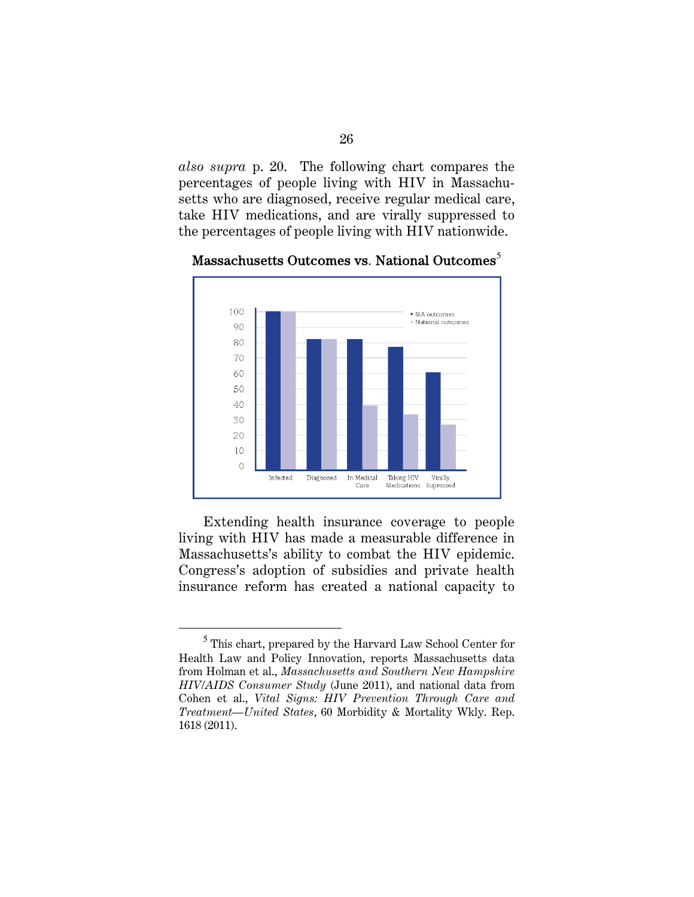*also supra* p. 20. The following chart compares the percentages of people living with HIV in Massachusetts who are diagnosed, receive regular medical care, take HIV medications, and are virally suppressed to the percentages of people living with HIV nationwide.

**Massachusetts Outcomes vs. National Outcomes**[5]

Extending health insurance coverage to people living with HIV has made a measurable difference in Massachusetts's ability to combat the HIV epidemic. Congress's adoption of subsidies and private health insurance reform has created a national capacity to

[5] This chart, prepared by the Harvard Law School Center for Health Law and Policy Innovation, reports Massachusetts data from Holman et al., *Massachusetts and Southern New Hampshire HIV/AIDS Consumer Study* (June 2011), and national data from Cohen et al., *Vital Signs: HIV Prevention Through Care and Treatment—United States*, 60 Morbidity & Mortality Wkly. Rep. 1618 (2011).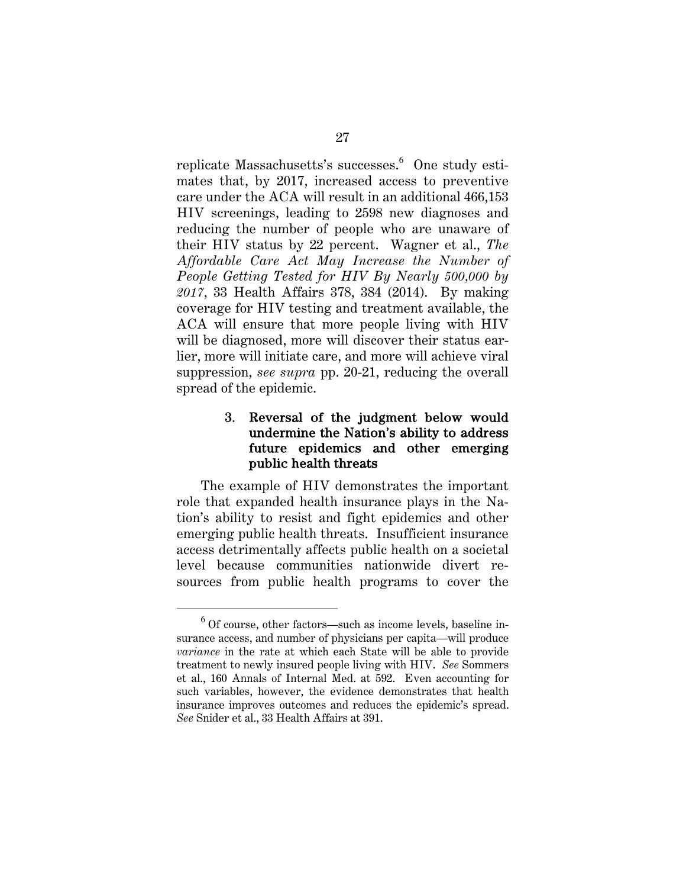replicate Massachusetts's successes.[6] One study estimates that, by 2017, increased access to preventive care under the ACA will result in an additional 466,153 HIV screenings, leading to 2598 new diagnoses and reducing the number of people who are unaware of their HIV status by 22 percent. Wagner et al., *The Affordable Care Act May Increase the Number of People Getting Tested for HIV By Nearly 500,000 by 2017*, 33 Health Affairs 378, 384 (2014). By making coverage for HIV testing and treatment available, the ACA will ensure that more people living with HIV will be diagnosed, more will discover their status earlier, more will initiate care, and more will achieve viral suppression, *see supra* pp. 20-21, reducing the overall spread of the epidemic.

#### 3. Reversal of the judgment below would undermine the Nation's ability to address future epidemics and other emerging public health threats

The example of HIV demonstrates the important role that expanded health insurance plays in the Nation's ability to resist and fight epidemics and other emerging public health threats. Insufficient insurance access detrimentally affects public health on a societal level because communities nationwide divert resources from public health programs to cover the

---

[6] Of course, other factors—such as income levels, baseline insurance access, and number of physicians per capita—will produce *variance* in the rate at which each State will be able to provide treatment to newly insured people living with HIV. *See* Sommers et al., 160 Annals of Internal Med. at 592. Even accounting for such variables, however, the evidence demonstrates that health insurance improves outcomes and reduces the epidemic's spread. *See* Snider et al., 33 Health Affairs at 391.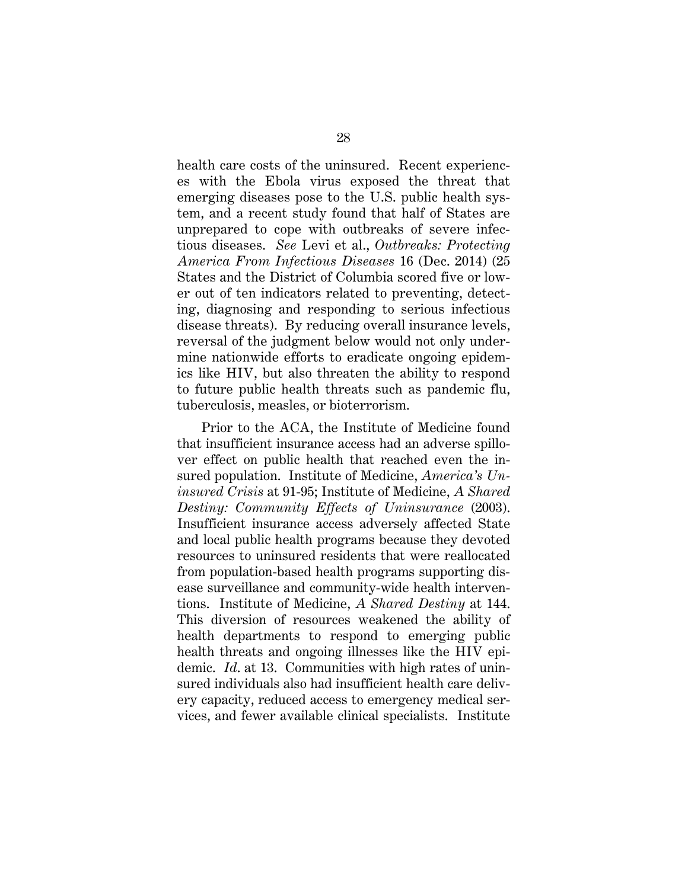health care costs of the uninsured. Recent experiences with the Ebola virus exposed the threat that emerging diseases pose to the U.S. public health system, and a recent study found that half of States are unprepared to cope with outbreaks of severe infectious diseases. *See* Levi et al., *Outbreaks: Protecting America From Infectious Diseases* 16 (Dec. 2014) (25 States and the District of Columbia scored five or lower out of ten indicators related to preventing, detecting, diagnosing and responding to serious infectious disease threats). By reducing overall insurance levels, reversal of the judgment below would not only undermine nationwide efforts to eradicate ongoing epidemics like HIV, but also threaten the ability to respond to future public health threats such as pandemic flu, tuberculosis, measles, or bioterrorism.

Prior to the ACA, the Institute of Medicine found that insufficient insurance access had an adverse spillover effect on public health that reached even the insured population. Institute of Medicine, *America's Uninsured Crisis* at 91-95; Institute of Medicine, *A Shared Destiny: Community Effects of Uninsurance* (2003). Insufficient insurance access adversely affected State and local public health programs because they devoted resources to uninsured residents that were reallocated from population-based health programs supporting disease surveillance and community-wide health interventions. Institute of Medicine, *A Shared Destiny* at 144. This diversion of resources weakened the ability of health departments to respond to emerging public health threats and ongoing illnesses like the HIV epidemic. *Id.* at 13. Communities with high rates of uninsured individuals also had insufficient health care delivery capacity, reduced access to emergency medical services, and fewer available clinical specialists. Institute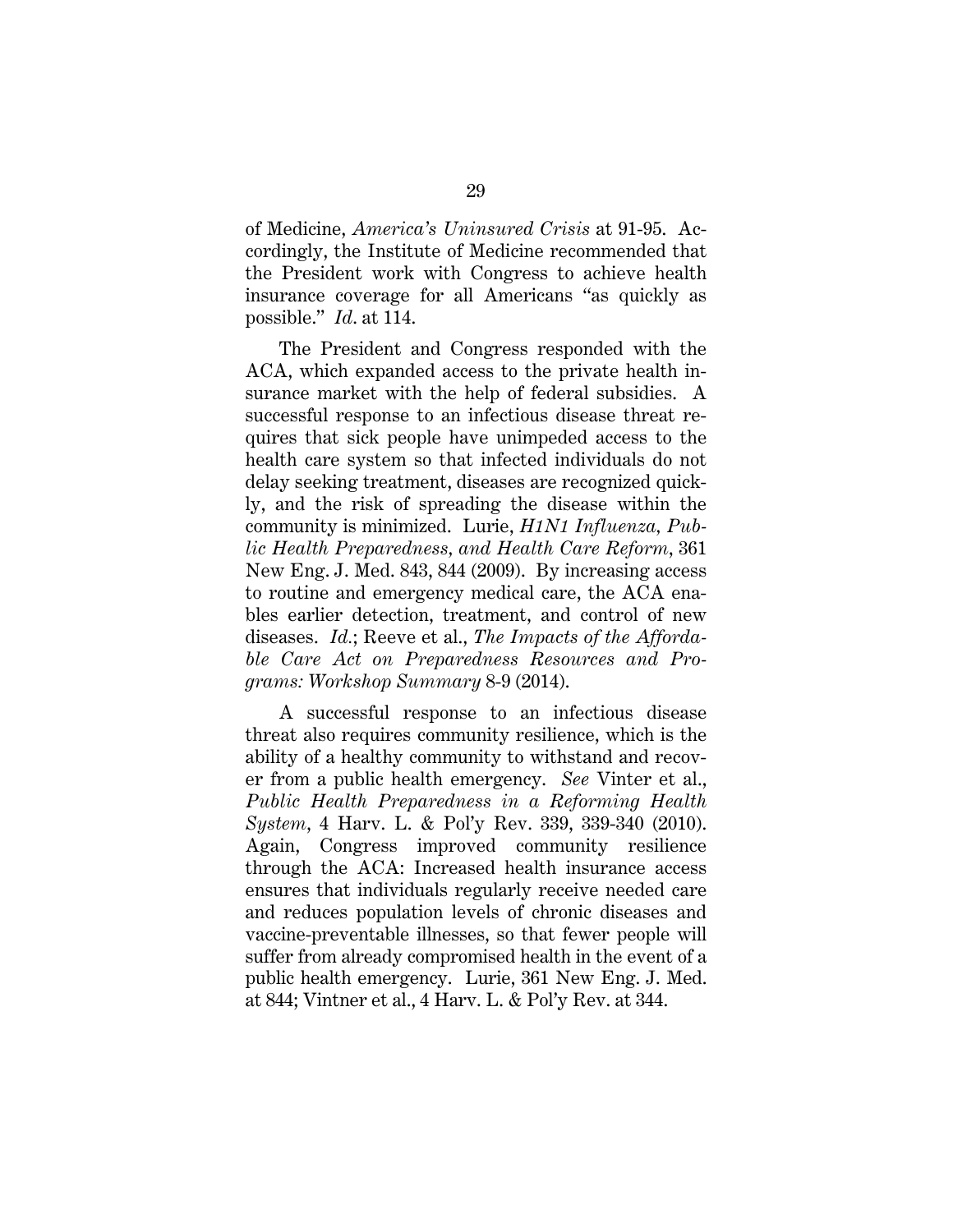of Medicine, *America's Uninsured Crisis* at 91-95. Accordingly, the Institute of Medicine recommended that the President work with Congress to achieve health insurance coverage for all Americans "as quickly as possible." *Id*. at 114.

The President and Congress responded with the ACA, which expanded access to the private health insurance market with the help of federal subsidies. A successful response to an infectious disease threat requires that sick people have unimpeded access to the health care system so that infected individuals do not delay seeking treatment, diseases are recognized quickly, and the risk of spreading the disease within the community is minimized. Lurie, *H1N1 Influenza, Public Health Preparedness, and Health Care Reform*, 361 New Eng. J. Med. 843, 844 (2009). By increasing access to routine and emergency medical care, the ACA enables earlier detection, treatment, and control of new diseases. *Id.*; Reeve et al., *The Impacts of the Affordable Care Act on Preparedness Resources and Programs: Workshop Summary* 8-9 (2014).

A successful response to an infectious disease threat also requires community resilience, which is the ability of a healthy community to withstand and recover from a public health emergency. *See* Vinter et al., *Public Health Preparedness in a Reforming Health System*, 4 Harv. L. & Pol'y Rev. 339, 339-340 (2010). Again, Congress improved community resilience through the ACA: Increased health insurance access ensures that individuals regularly receive needed care and reduces population levels of chronic diseases and vaccine-preventable illnesses, so that fewer people will suffer from already compromised health in the event of a public health emergency. Lurie, 361 New Eng. J. Med. at 844; Vintner et al., 4 Harv. L. & Pol'y Rev. at 344.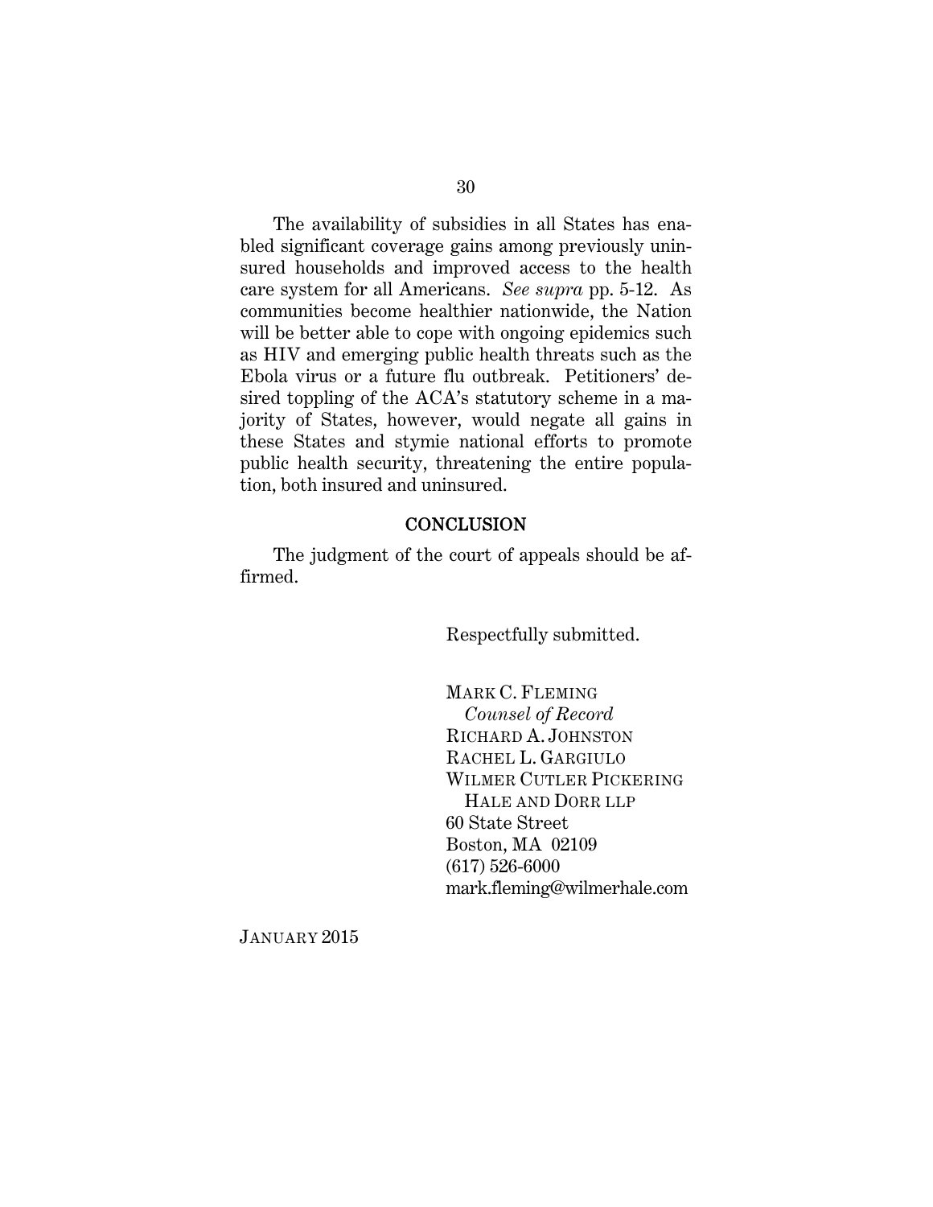The availability of subsidies in all States has enabled significant coverage gains among previously uninsured households and improved access to the health care system for all Americans. *See supra* pp. 5-12. As communities become healthier nationwide, the Nation will be better able to cope with ongoing epidemics such as HIV and emerging public health threats such as the Ebola virus or a future flu outbreak. Petitioners' desired toppling of the ACA's statutory scheme in a majority of States, however, would negate all gains in these States and stymie national efforts to promote public health security, threatening the entire population, both insured and uninsured.

## CONCLUSION

The judgment of the court of appeals should be affirmed.

Respectfully submitted.

MARK C. FLEMING
*Counsel of Record*
RICHARD A. JOHNSTON
RACHEL L. GARGIULO
WILMER CUTLER PICKERING
HALE AND DORR LLP
60 State Street
Boston, MA 02109
(617) 526-6000
mark.fleming@wilmerhale.com

JANUARY 2015